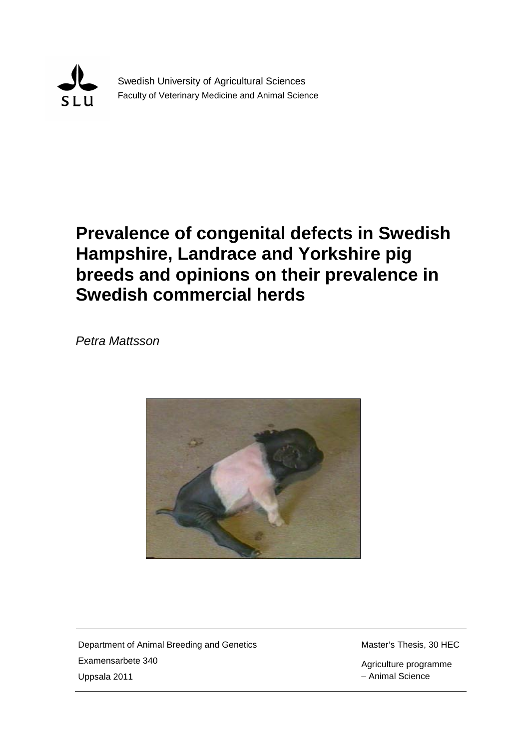SLU

Swedish University of Agricultural Sciences
Faculty of Veterinary Medicine and Animal Science

# Prevalence of congenital defects in Swedish Hampshire, Landrace and Yorkshire pig breeds and opinions on their prevalence in Swedish commercial herds

*Petra Mattsson*

Department of Animal Breeding and Genetics
Examensarbete 340
Uppsala 2011

Master's Thesis, 30 HEC
Agriculture programme
– Animal Science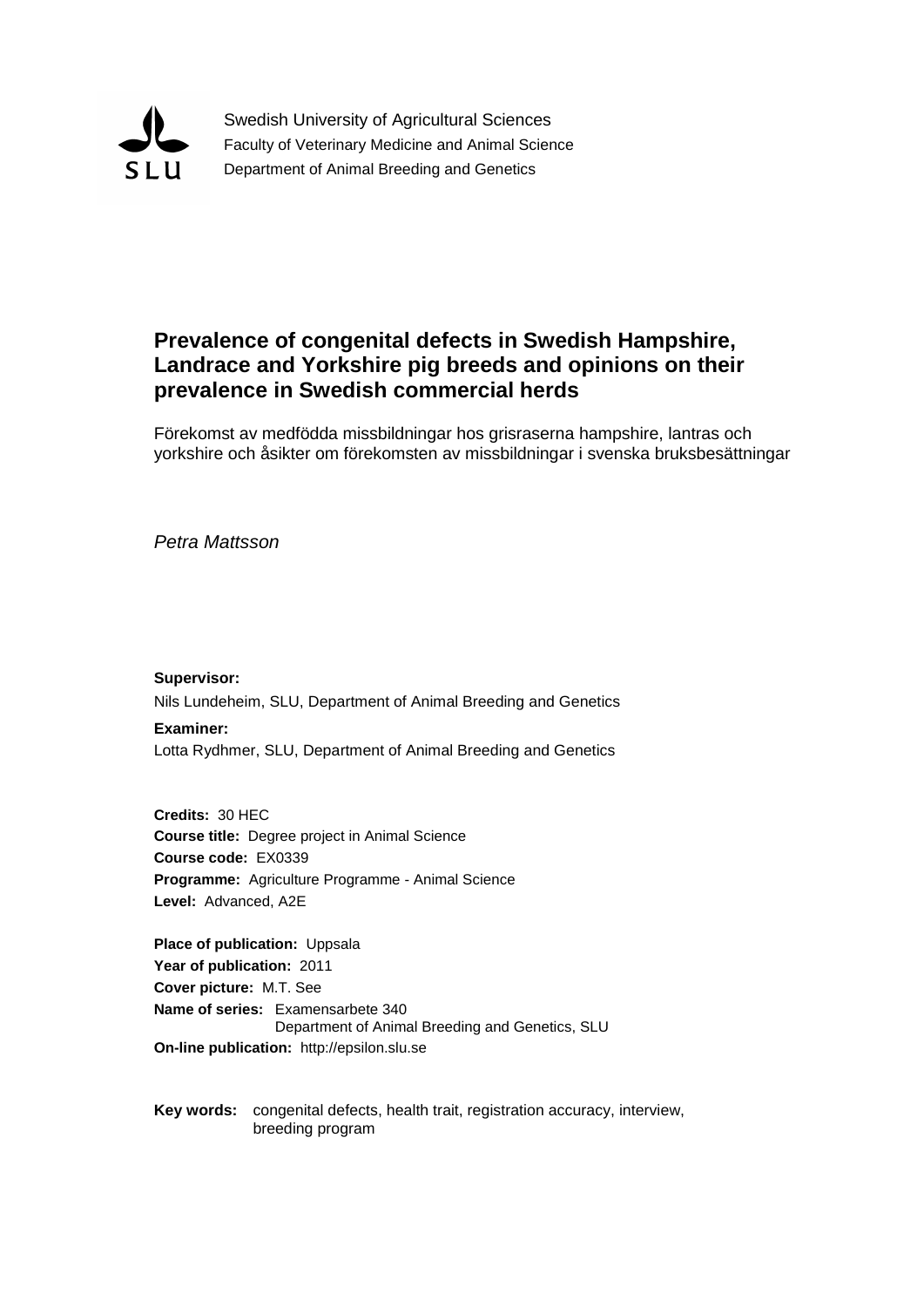Swedish University of Agricultural Sciences
Faculty of Veterinary Medicine and Animal Science
Department of Animal Breeding and Genetics

# Prevalence of congenital defects in Swedish Hampshire, Landrace and Yorkshire pig breeds and opinions on their prevalence in Swedish commercial herds

Förekomst av medfödda missbildningar hos grisraserna hampshire, lantras och yorkshire och åsikter om förekomsten av missbildningar i svenska bruksbesättningar

*Petra Mattsson*

**Supervisor:**
Nils Lundeheim, SLU, Department of Animal Breeding and Genetics

**Examiner:**
Lotta Rydhmer, SLU, Department of Animal Breeding and Genetics

**Credits:** 30 HEC
**Course title:** Degree project in Animal Science
**Course code:** EX0339
**Programme:** Agriculture Programme - Animal Science
**Level:** Advanced, A2E

**Place of publication:** Uppsala
**Year of publication:** 2011
**Cover picture:** M.T. See
**Name of series:** Examensarbete 340
Department of Animal Breeding and Genetics, SLU
**On-line publication:** http://epsilon.slu.se

**Key words:** congenital defects, health trait, registration accuracy, interview, breeding program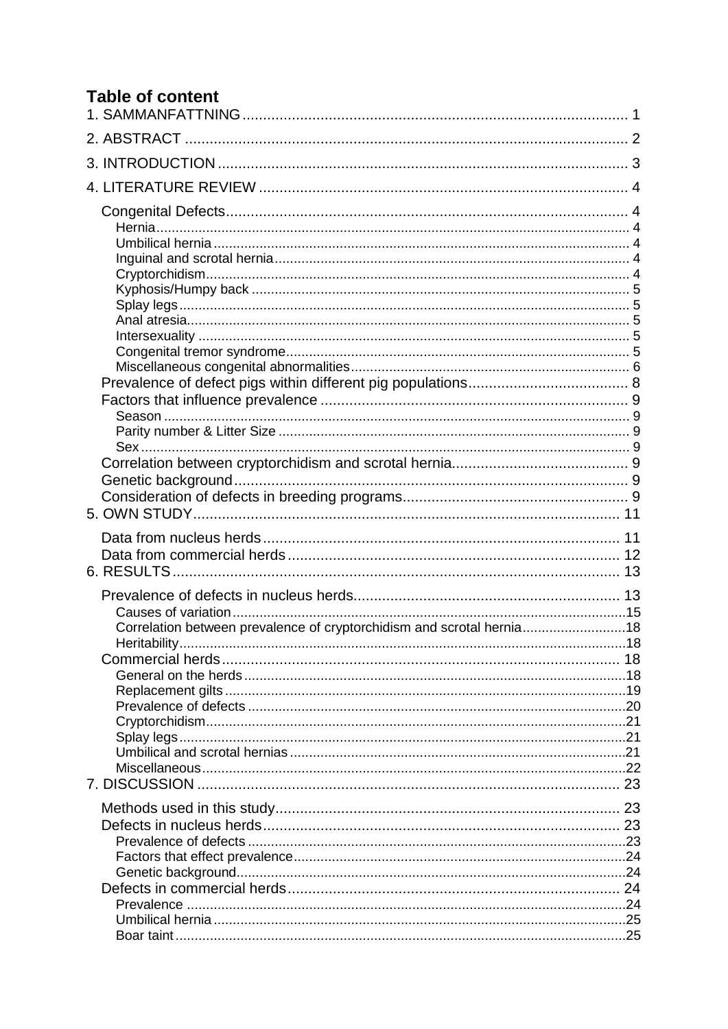## Table of content

1. SAMMANFATTNING .......... 1
2. ABSTRACT .......... 2
3. INTRODUCTION .......... 3
4. LITERATURE REVIEW .......... 4
   - Congenital Defects .......... 4
     - Hernia .......... 4
     - Umbilical hernia .......... 4
     - Inguinal and scrotal hernia .......... 4
     - Cryptorchidism .......... 4
     - Kyphosis/Humpy back .......... 5
     - Splay legs .......... 5
     - Anal atresia .......... 5
     - Intersexuality .......... 5
     - Congenital tremor syndrome .......... 5
     - Miscellaneous congenital abnormalities .......... 6
   - Prevalence of defect pigs within different pig populations .......... 8
   - Factors that influence prevalence .......... 9
     - Season .......... 9
     - Parity number & Litter Size .......... 9
     - Sex .......... 9
   - Correlation between cryptorchidism and scrotal hernia .......... 9
   - Genetic background .......... 9
   - Consideration of defects in breeding programs .......... 9
5. OWN STUDY .......... 11
   - Data from nucleus herds .......... 11
   - Data from commercial herds .......... 12
6. RESULTS .......... 13
   - Prevalence of defects in nucleus herds .......... 13
     - Causes of variation .......... 15
     - Correlation between prevalence of cryptorchidism and scrotal hernia .......... 18
     - Heritability .......... 18
   - Commercial herds .......... 18
     - General on the herds .......... 18
     - Replacement gilts .......... 19
     - Prevalence of defects .......... 20
     - Cryptorchidism .......... 21
     - Splay legs .......... 21
     - Umbilical and scrotal hernias .......... 21
     - Miscellaneous .......... 22
7. DISCUSSION .......... 23
   - Methods used in this study .......... 23
   - Defects in nucleus herds .......... 23
     - Prevalence of defects .......... 23
     - Factors that effect prevalence .......... 24
     - Genetic background .......... 24
   - Defects in commercial herds .......... 24
     - Prevalence .......... 24
     - Umbilical hernia .......... 25
     - Boar taint .......... 25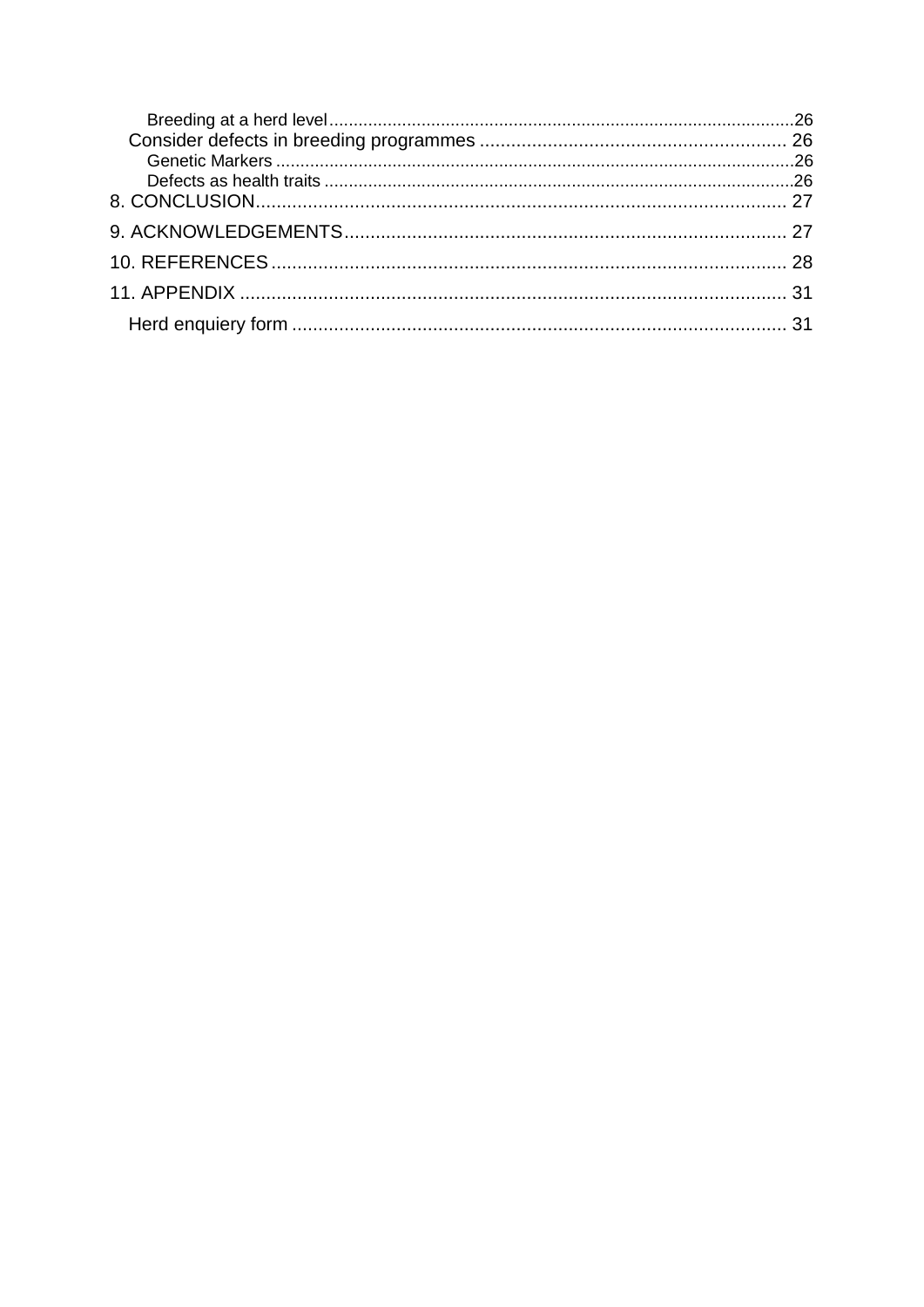Breeding at a herd level ....26
Consider defects in breeding programmes ....26
Genetic Markers ....26
Defects as health traits ....26
8. CONCLUSION ....27
9. ACKNOWLEDGEMENTS ....27
10. REFERENCES ....28
11. APPENDIX ....31
Herd enquiery form ....31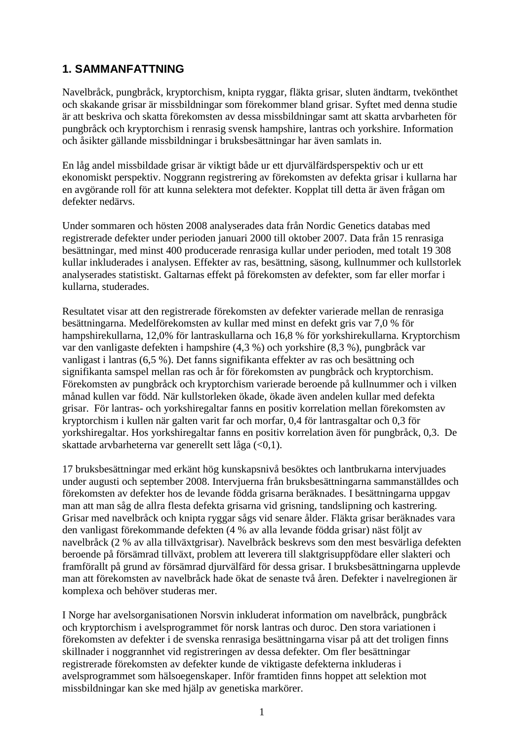## 1. SAMMANFATTNING

Navelbråck, pungbråck, kryptorchism, knipta ryggar, fläkta grisar, sluten ändtarm, tvekönthet och skakande grisar är missbildningar som förekommer bland grisar. Syftet med denna studie är att beskriva och skatta förekomsten av dessa missbildningar samt att skatta arvbarheten för pungbråck och kryptorchism i renrasig svensk hampshire, lantras och yorkshire. Information och åsikter gällande missbildningar i bruksbesättningar har även samlats in.

En låg andel missbildade grisar är viktigt både ur ett djurvälfärdsperspektiv och ur ett ekonomiskt perspektiv. Noggrann registrering av förekomsten av defekta grisar i kullarna har en avgörande roll för att kunna selektera mot defekter. Kopplat till detta är även frågan om defekter nedärvs.

Under sommaren och hösten 2008 analyserades data från Nordic Genetics databas med registrerade defekter under perioden januari 2000 till oktober 2007. Data från 15 renrasiga besättningar, med minst 400 producerade renrasiga kullar under perioden, med totalt 19 308 kullar inkluderades i analysen. Effekter av ras, besättning, säsong, kullnummer och kullstorlek analyserades statistiskt. Galtarnas effekt på förekomsten av defekter, som far eller morfar i kullarna, studerades.

Resultatet visar att den registrerade förekomsten av defekter varierade mellan de renrasiga besättningarna. Medelförekomsten av kullar med minst en defekt gris var 7,0 % för hampshirekullarna, 12,0% för lantraskullarna och 16,8 % för yorkshirekullarna. Kryptorchism var den vanligaste defekten i hampshire (4,3 %) och yorkshire (8,3 %), pungbråck var vanligast i lantras (6,5 %). Det fanns signifikanta effekter av ras och besättning och signifikanta samspel mellan ras och år för förekomsten av pungbråck och kryptorchism. Förekomsten av pungbråck och kryptorchism varierade beroende på kullnummer och i vilken månad kullen var född. När kullstorleken ökade, ökade även andelen kullar med defekta grisar. För lantras- och yorkshiregaltar fanns en positiv korrelation mellan förekomsten av kryptorchism i kullen när galten varit far och morfar, 0,4 för lantrasgaltar och 0,3 för yorkshiregaltar. Hos yorkshiregaltar fanns en positiv korrelation även för pungbråck, 0,3. De skattade arvbarheterna var generellt sett låga (<0,1).

17 bruksbesättningar med erkänt hög kunskapsnivå besöktes och lantbrukarna intervjuades under augusti och september 2008. Intervjuerna från bruksbesättningarna sammanställdes och förekomsten av defekter hos de levande födda grisarna beräknades. I besättningarna uppgav man att man såg de allra flesta defekta grisarna vid grisning, tandslipning och kastrering. Grisar med navelbråck och knipta ryggar sågs vid senare ålder. Fläkta grisar beräknades vara den vanligast förekommande defekten (4 % av alla levande födda grisar) näst följt av navelbråck (2 % av alla tillväxtgrisar). Navelbråck beskrevs som den mest besvärliga defekten beroende på försämrad tillväxt, problem att leverera till slaktgrisuppfödare eller slakteri och framförallt på grund av försämrad djurvälfärd för dessa grisar. I bruksbesättningarna upplevde man att förekomsten av navelbråck hade ökat de senaste två åren. Defekter i navelregionen är komplexa och behöver studeras mer.

I Norge har avelsorganisationen Norsvin inkluderat information om navelbråck, pungbråck och kryptorchism i avelsprogrammet för norsk lantras och duroc. Den stora variationen i förekomsten av defekter i de svenska renrasiga besättningarna visar på att det troligen finns skillnader i noggrannhet vid registreringen av dessa defekter. Om fler besättningar registrerade förekomsten av defekter kunde de viktigaste defekterna inkluderas i avelsprogrammet som hälsoegenskaper. Inför framtiden finns hoppet att selektion mot missbildningar kan ske med hjälp av genetiska markörer.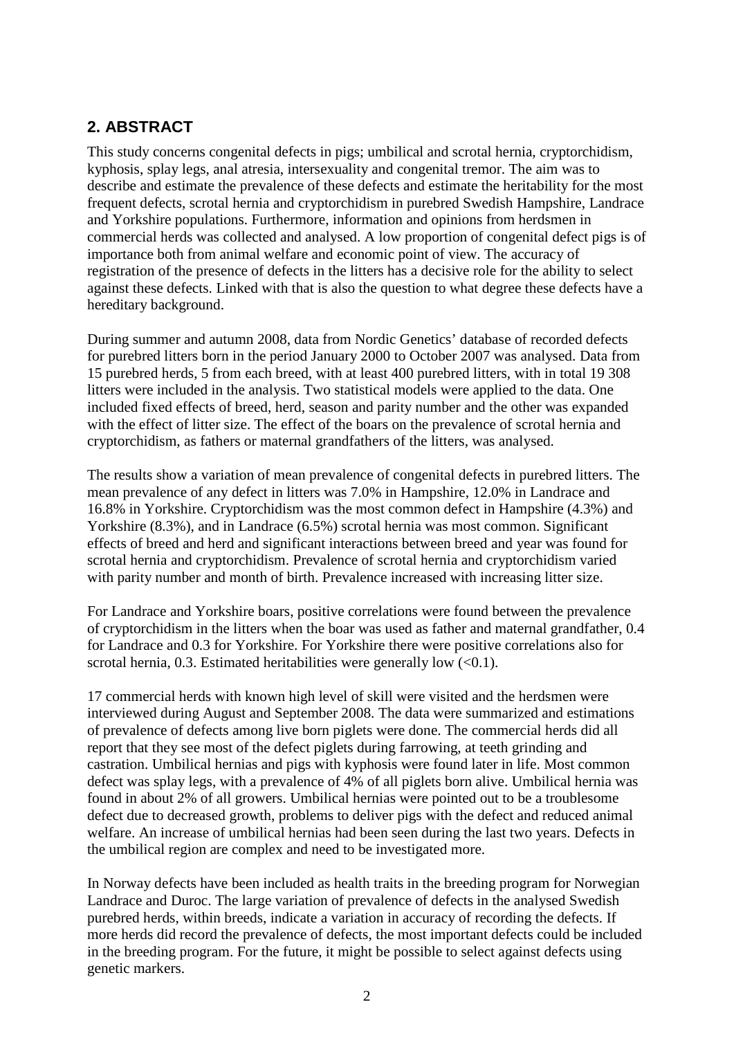## 2. ABSTRACT

This study concerns congenital defects in pigs; umbilical and scrotal hernia, cryptorchidism, kyphosis, splay legs, anal atresia, intersexuality and congenital tremor. The aim was to describe and estimate the prevalence of these defects and estimate the heritability for the most frequent defects, scrotal hernia and cryptorchidism in purebred Swedish Hampshire, Landrace and Yorkshire populations. Furthermore, information and opinions from herdsmen in commercial herds was collected and analysed. A low proportion of congenital defect pigs is of importance both from animal welfare and economic point of view. The accuracy of registration of the presence of defects in the litters has a decisive role for the ability to select against these defects. Linked with that is also the question to what degree these defects have a hereditary background.

During summer and autumn 2008, data from Nordic Genetics' database of recorded defects for purebred litters born in the period January 2000 to October 2007 was analysed. Data from 15 purebred herds, 5 from each breed, with at least 400 purebred litters, with in total 19 308 litters were included in the analysis. Two statistical models were applied to the data. One included fixed effects of breed, herd, season and parity number and the other was expanded with the effect of litter size. The effect of the boars on the prevalence of scrotal hernia and cryptorchidism, as fathers or maternal grandfathers of the litters, was analysed.

The results show a variation of mean prevalence of congenital defects in purebred litters. The mean prevalence of any defect in litters was 7.0% in Hampshire, 12.0% in Landrace and 16.8% in Yorkshire. Cryptorchidism was the most common defect in Hampshire (4.3%) and Yorkshire (8.3%), and in Landrace (6.5%) scrotal hernia was most common. Significant effects of breed and herd and significant interactions between breed and year was found for scrotal hernia and cryptorchidism. Prevalence of scrotal hernia and cryptorchidism varied with parity number and month of birth. Prevalence increased with increasing litter size.

For Landrace and Yorkshire boars, positive correlations were found between the prevalence of cryptorchidism in the litters when the boar was used as father and maternal grandfather, 0.4 for Landrace and 0.3 for Yorkshire. For Yorkshire there were positive correlations also for scrotal hernia, 0.3. Estimated heritabilities were generally low (<0.1).

17 commercial herds with known high level of skill were visited and the herdsmen were interviewed during August and September 2008. The data were summarized and estimations of prevalence of defects among live born piglets were done. The commercial herds did all report that they see most of the defect piglets during farrowing, at teeth grinding and castration. Umbilical hernias and pigs with kyphosis were found later in life. Most common defect was splay legs, with a prevalence of 4% of all piglets born alive. Umbilical hernia was found in about 2% of all growers. Umbilical hernias were pointed out to be a troublesome defect due to decreased growth, problems to deliver pigs with the defect and reduced animal welfare. An increase of umbilical hernias had been seen during the last two years. Defects in the umbilical region are complex and need to be investigated more.

In Norway defects have been included as health traits in the breeding program for Norwegian Landrace and Duroc. The large variation of prevalence of defects in the analysed Swedish purebred herds, within breeds, indicate a variation in accuracy of recording the defects. If more herds did record the prevalence of defects, the most important defects could be included in the breeding program. For the future, it might be possible to select against defects using genetic markers.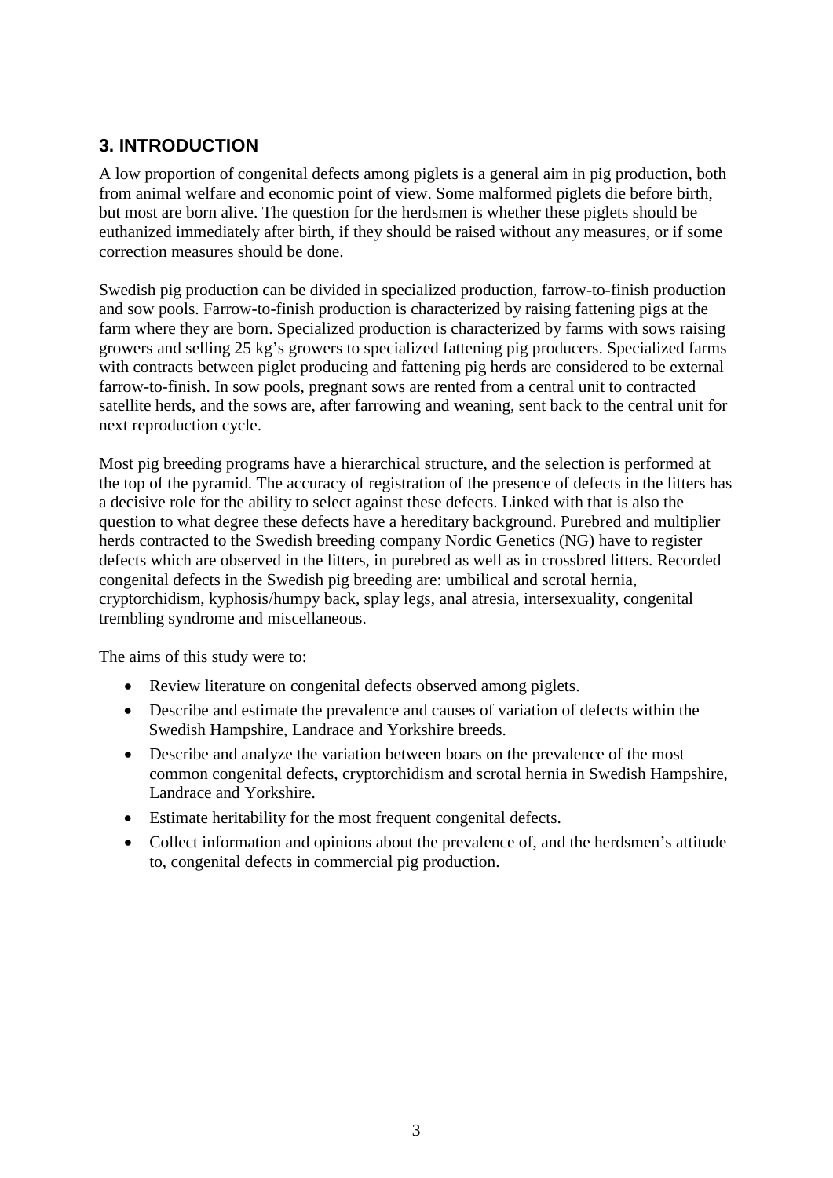## 3. INTRODUCTION

A low proportion of congenital defects among piglets is a general aim in pig production, both from animal welfare and economic point of view. Some malformed piglets die before birth, but most are born alive. The question for the herdsmen is whether these piglets should be euthanized immediately after birth, if they should be raised without any measures, or if some correction measures should be done.

Swedish pig production can be divided in specialized production, farrow-to-finish production and sow pools. Farrow-to-finish production is characterized by raising fattening pigs at the farm where they are born. Specialized production is characterized by farms with sows raising growers and selling 25 kg's growers to specialized fattening pig producers. Specialized farms with contracts between piglet producing and fattening pig herds are considered to be external farrow-to-finish. In sow pools, pregnant sows are rented from a central unit to contracted satellite herds, and the sows are, after farrowing and weaning, sent back to the central unit for next reproduction cycle.

Most pig breeding programs have a hierarchical structure, and the selection is performed at the top of the pyramid. The accuracy of registration of the presence of defects in the litters has a decisive role for the ability to select against these defects. Linked with that is also the question to what degree these defects have a hereditary background. Purebred and multiplier herds contracted to the Swedish breeding company Nordic Genetics (NG) have to register defects which are observed in the litters, in purebred as well as in crossbred litters. Recorded congenital defects in the Swedish pig breeding are: umbilical and scrotal hernia, cryptorchidism, kyphosis/humpy back, splay legs, anal atresia, intersexuality, congenital trembling syndrome and miscellaneous.

The aims of this study were to:

- Review literature on congenital defects observed among piglets.
- Describe and estimate the prevalence and causes of variation of defects within the Swedish Hampshire, Landrace and Yorkshire breeds.
- Describe and analyze the variation between boars on the prevalence of the most common congenital defects, cryptorchidism and scrotal hernia in Swedish Hampshire, Landrace and Yorkshire.
- Estimate heritability for the most frequent congenital defects.
- Collect information and opinions about the prevalence of, and the herdsmen's attitude to, congenital defects in commercial pig production.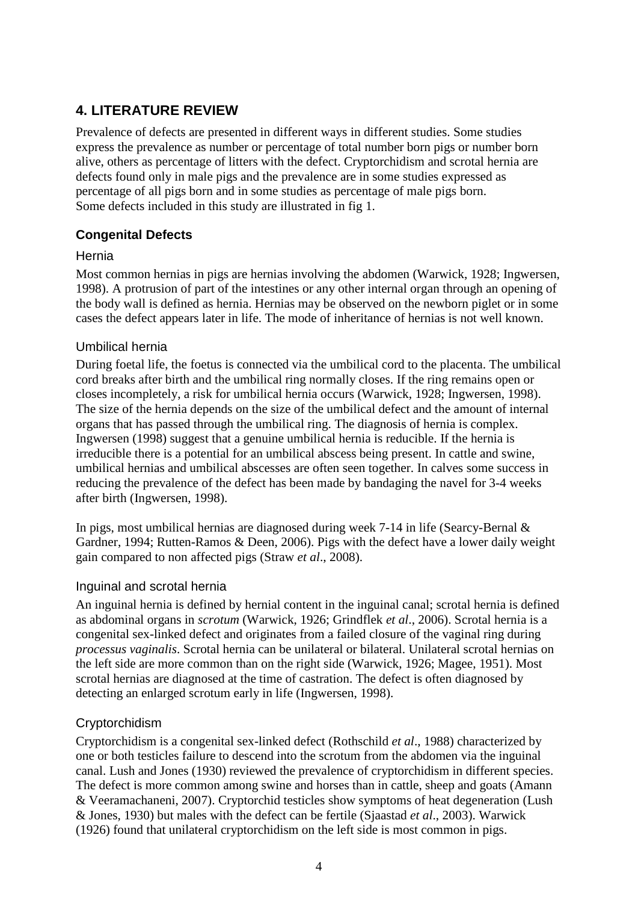# 4. LITERATURE REVIEW

Prevalence of defects are presented in different ways in different studies. Some studies express the prevalence as number or percentage of total number born pigs or number born alive, others as percentage of litters with the defect. Cryptorchidism and scrotal hernia are defects found only in male pigs and the prevalence are in some studies expressed as percentage of all pigs born and in some studies as percentage of male pigs born. Some defects included in this study are illustrated in fig 1.

## Congenital Defects

### Hernia

Most common hernias in pigs are hernias involving the abdomen (Warwick, 1928; Ingwersen, 1998). A protrusion of part of the intestines or any other internal organ through an opening of the body wall is defined as hernia. Hernias may be observed on the newborn piglet or in some cases the defect appears later in life. The mode of inheritance of hernias is not well known.

### Umbilical hernia

During foetal life, the foetus is connected via the umbilical cord to the placenta. The umbilical cord breaks after birth and the umbilical ring normally closes. If the ring remains open or closes incompletely, a risk for umbilical hernia occurs (Warwick, 1928; Ingwersen, 1998). The size of the hernia depends on the size of the umbilical defect and the amount of internal organs that has passed through the umbilical ring. The diagnosis of hernia is complex. Ingwersen (1998) suggest that a genuine umbilical hernia is reducible. If the hernia is irreducible there is a potential for an umbilical abscess being present. In cattle and swine, umbilical hernias and umbilical abscesses are often seen together. In calves some success in reducing the prevalence of the defect has been made by bandaging the navel for 3-4 weeks after birth (Ingwersen, 1998).

In pigs, most umbilical hernias are diagnosed during week 7-14 in life (Searcy-Bernal & Gardner, 1994; Rutten-Ramos & Deen, 2006). Pigs with the defect have a lower daily weight gain compared to non affected pigs (Straw *et al*., 2008).

### Inguinal and scrotal hernia

An inguinal hernia is defined by hernial content in the inguinal canal; scrotal hernia is defined as abdominal organs in *scrotum* (Warwick, 1926; Grindflek *et al*., 2006). Scrotal hernia is a congenital sex-linked defect and originates from a failed closure of the vaginal ring during *processus vaginalis*. Scrotal hernia can be unilateral or bilateral. Unilateral scrotal hernias on the left side are more common than on the right side (Warwick, 1926; Magee, 1951). Most scrotal hernias are diagnosed at the time of castration. The defect is often diagnosed by detecting an enlarged scrotum early in life (Ingwersen, 1998).

### Cryptorchidism

Cryptorchidism is a congenital sex-linked defect (Rothschild *et al*., 1988) characterized by one or both testicles failure to descend into the scrotum from the abdomen via the inguinal canal. Lush and Jones (1930) reviewed the prevalence of cryptorchidism in different species. The defect is more common among swine and horses than in cattle, sheep and goats (Amann & Veeramachaneni, 2007). Cryptorchid testicles show symptoms of heat degeneration (Lush & Jones, 1930) but males with the defect can be fertile (Sjaastad *et al*., 2003). Warwick (1926) found that unilateral cryptorchidism on the left side is most common in pigs.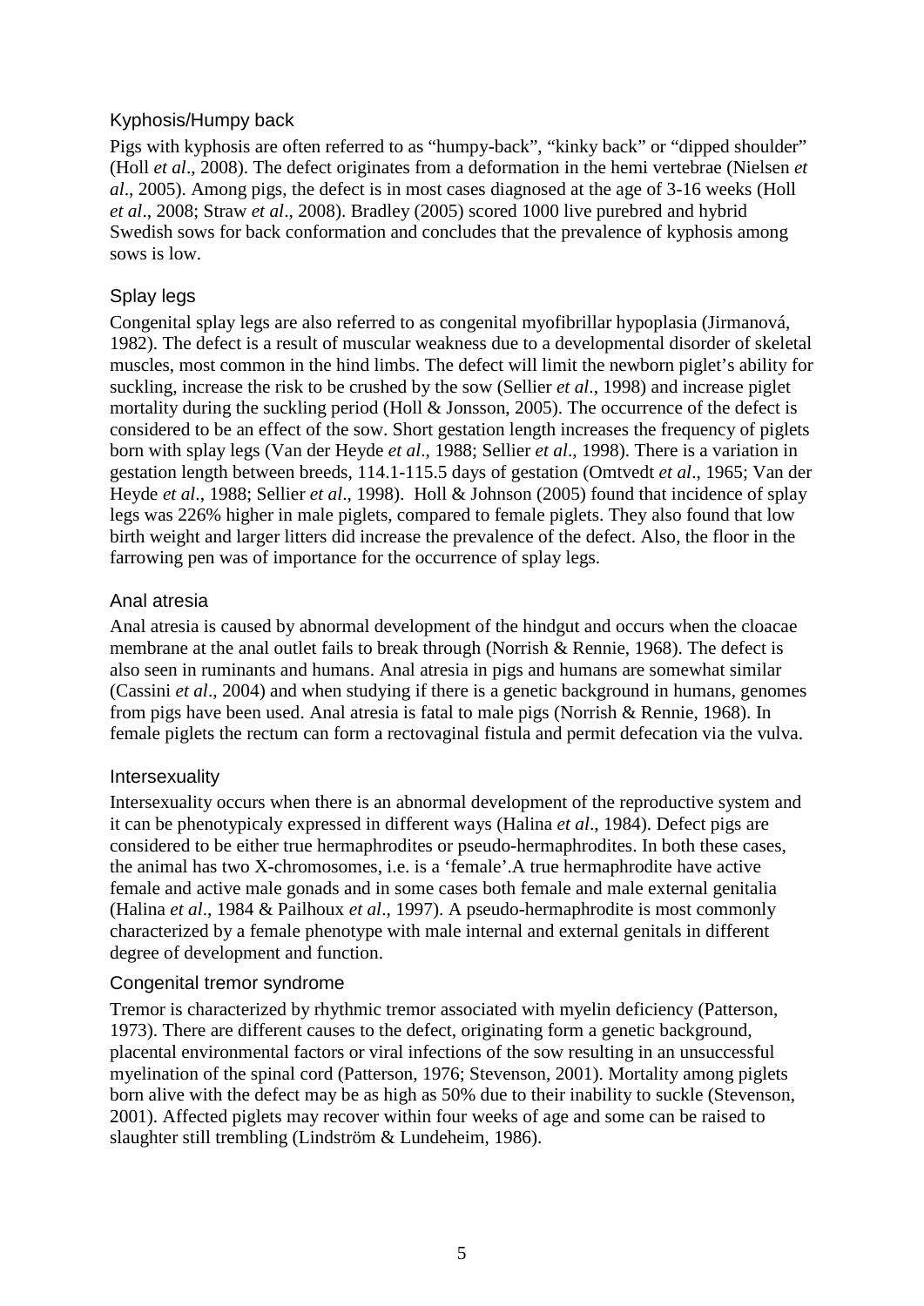### Kyphosis/Humpy back

Pigs with kyphosis are often referred to as "humpy-back", "kinky back" or "dipped shoulder" (Holl *et al*., 2008). The defect originates from a deformation in the hemi vertebrae (Nielsen *et al*., 2005). Among pigs, the defect is in most cases diagnosed at the age of 3-16 weeks (Holl *et al*., 2008; Straw *et al*., 2008). Bradley (2005) scored 1000 live purebred and hybrid Swedish sows for back conformation and concludes that the prevalence of kyphosis among sows is low.

### Splay legs

Congenital splay legs are also referred to as congenital myofibrillar hypoplasia (Jirmanová, 1982). The defect is a result of muscular weakness due to a developmental disorder of skeletal muscles, most common in the hind limbs. The defect will limit the newborn piglet's ability for suckling, increase the risk to be crushed by the sow (Sellier *et al*., 1998) and increase piglet mortality during the suckling period (Holl & Jonsson, 2005). The occurrence of the defect is considered to be an effect of the sow. Short gestation length increases the frequency of piglets born with splay legs (Van der Heyde *et al*., 1988; Sellier *et al*., 1998). There is a variation in gestation length between breeds, 114.1-115.5 days of gestation (Omtvedt *et al*., 1965; Van der Heyde *et al*., 1988; Sellier *et al*., 1998). Holl & Johnson (2005) found that incidence of splay legs was 226% higher in male piglets, compared to female piglets. They also found that low birth weight and larger litters did increase the prevalence of the defect. Also, the floor in the farrowing pen was of importance for the occurrence of splay legs.

### Anal atresia

Anal atresia is caused by abnormal development of the hindgut and occurs when the cloacae membrane at the anal outlet fails to break through (Norrish & Rennie, 1968). The defect is also seen in ruminants and humans. Anal atresia in pigs and humans are somewhat similar (Cassini *et al*., 2004) and when studying if there is a genetic background in humans, genomes from pigs have been used. Anal atresia is fatal to male pigs (Norrish & Rennie, 1968). In female piglets the rectum can form a rectovaginal fistula and permit defecation via the vulva.

### Intersexuality

Intersexuality occurs when there is an abnormal development of the reproductive system and it can be phenotypicaly expressed in different ways (Halina *et al*., 1984). Defect pigs are considered to be either true hermaphrodites or pseudo-hermaphrodites. In both these cases, the animal has two X-chromosomes, i.e. is a 'female'.A true hermaphrodite have active female and active male gonads and in some cases both female and male external genitalia (Halina *et al*., 1984 & Pailhoux *et al*., 1997). A pseudo-hermaphrodite is most commonly characterized by a female phenotype with male internal and external genitals in different degree of development and function.

### Congenital tremor syndrome

Tremor is characterized by rhythmic tremor associated with myelin deficiency (Patterson, 1973). There are different causes to the defect, originating form a genetic background, placental environmental factors or viral infections of the sow resulting in an unsuccessful myelination of the spinal cord (Patterson, 1976; Stevenson, 2001). Mortality among piglets born alive with the defect may be as high as 50% due to their inability to suckle (Stevenson, 2001). Affected piglets may recover within four weeks of age and some can be raised to slaughter still trembling (Lindström & Lundeheim, 1986).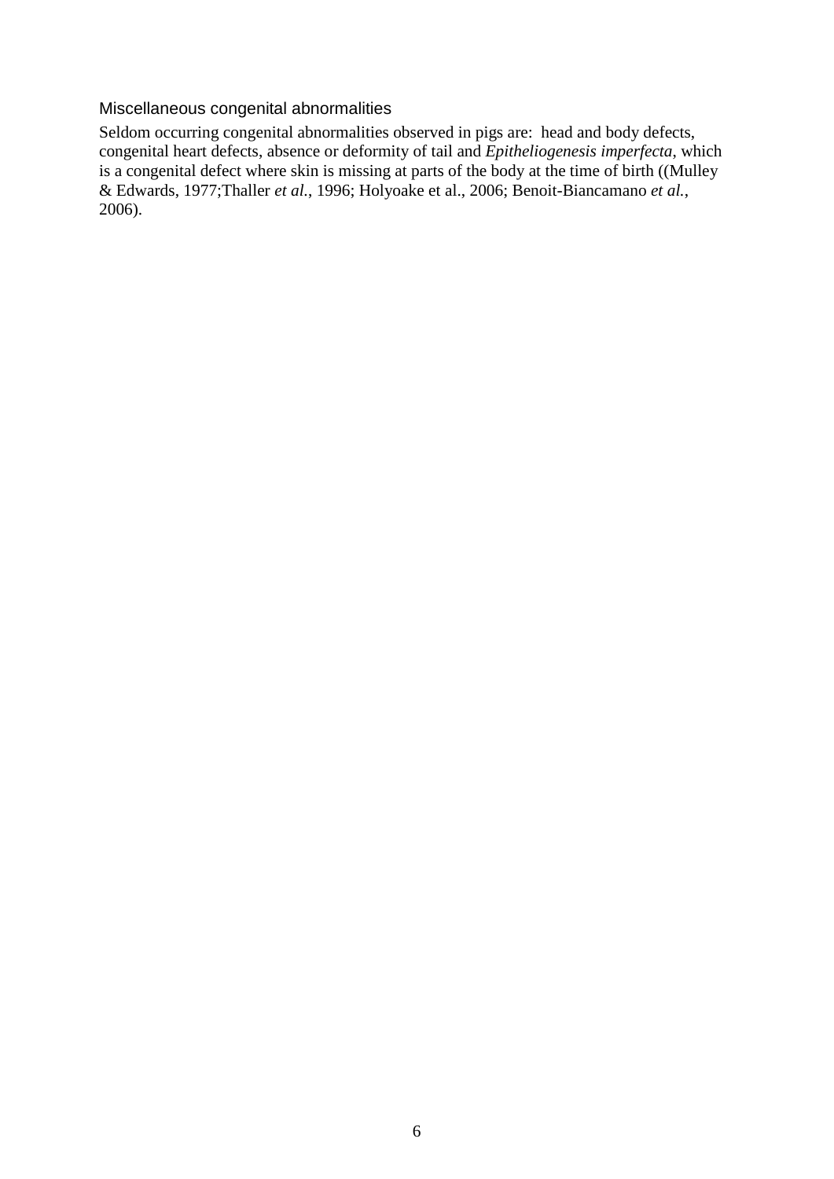### Miscellaneous congenital abnormalities

Seldom occurring congenital abnormalities observed in pigs are: head and body defects, congenital heart defects, absence or deformity of tail and *Epitheliogenesis imperfecta*, which is a congenital defect where skin is missing at parts of the body at the time of birth ((Mulley & Edwards, 1977;Thaller *et al.*, 1996; Holyoake et al., 2006; Benoit-Biancamano *et al.*, 2006).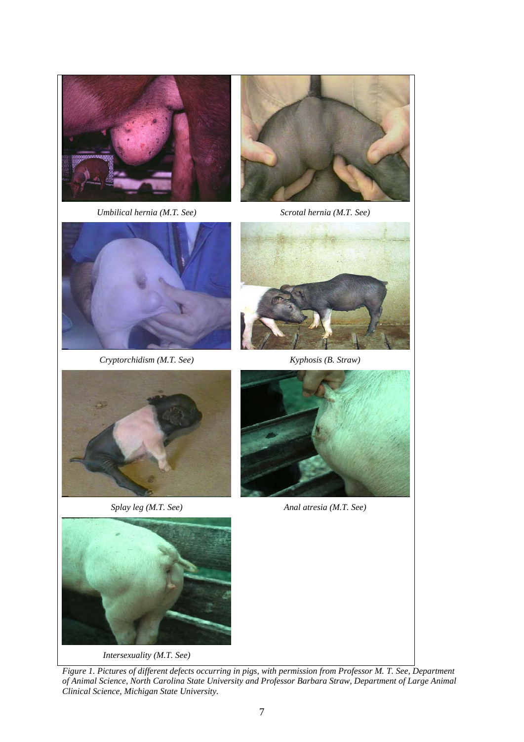*Umbilical hernia (M.T. See)*

*Scrotal hernia (M.T. See)*

*Cryptorchidism (M.T. See)*

*Kyphosis (B. Straw)*

*Splay leg (M.T. See)*

*Anal atresia (M.T. See)*

*Intersexuality (M.T. See)*

*Figure 1. Pictures of different defects occurring in pigs, with permission from Professor M. T. See, Department of Animal Science, North Carolina State University and Professor Barbara Straw, Department of Large Animal Clinical Science, Michigan State University.*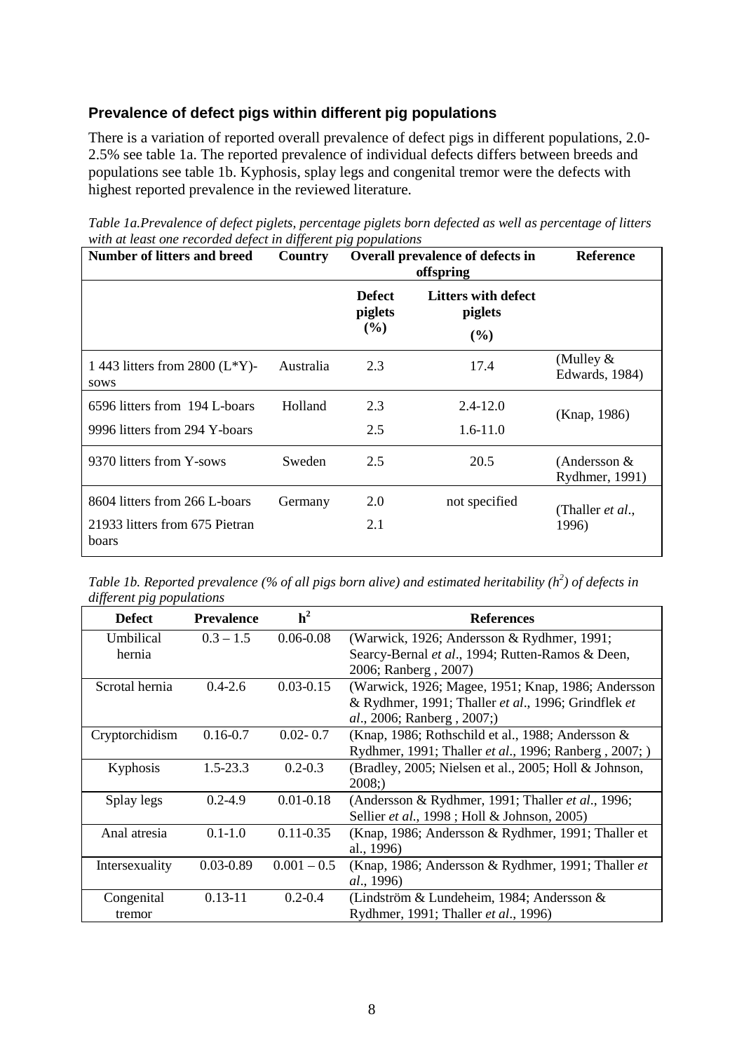## Prevalence of defect pigs within different pig populations

There is a variation of reported overall prevalence of defect pigs in different populations, 2.0-2.5% see table 1a. The reported prevalence of individual defects differs between breeds and populations see table 1b. Kyphosis, splay legs and congenital tremor were the defects with highest reported prevalence in the reviewed literature.

*Table 1a.Prevalence of defect piglets, percentage piglets born defected as well as percentage of litters with at least one recorded defect in different pig populations*

| Number of litters and breed | Country | Overall prevalence of defects in offspring | | Reference |
|---|---|---|---|---|
| | | Defect piglets (%) | Litters with defect piglets (%) | |
| 1 443 litters from 2800 (L*Y)-sows | Australia | 2.3 | 17.4 | (Mulley & Edwards, 1984) |
| 6596 litters from 194 L-boars | Holland | 2.3 | 2.4-12.0 | (Knap, 1986) |
| 9996 litters from 294 Y-boars | | 2.5 | 1.6-11.0 | |
| 9370 litters from Y-sows | Sweden | 2.5 | 20.5 | (Andersson & Rydhmer, 1991) |
| 8604 litters from 266 L-boars | Germany | 2.0 | not specified | (Thaller *et al*., 1996) |
| 21933 litters from 675 Pietran boars | | 2.1 | | |

*Table 1b. Reported prevalence (% of all pigs born alive) and estimated heritability ($h^2$) of defects in different pig populations*

| Defect | Prevalence | $h^2$ | References |
|---|---|---|---|
| Umbilical hernia | 0.3 – 1.5 | 0.06-0.08 | (Warwick, 1926; Andersson & Rydhmer, 1991; Searcy-Bernal *et al*., 1994; Rutten-Ramos & Deen, 2006; Ranberg , 2007) |
| Scrotal hernia | 0.4-2.6 | 0.03-0.15 | (Warwick, 1926; Magee, 1951; Knap, 1986; Andersson & Rydhmer, 1991; Thaller *et al*., 1996; Grindflek *et al*., 2006; Ranberg , 2007;) |
| Cryptorchidism | 0.16-0.7 | 0.02- 0.7 | (Knap, 1986; Rothschild et al., 1988; Andersson & Rydhmer, 1991; Thaller *et al*., 1996; Ranberg , 2007; ) |
| Kyphosis | 1.5-23.3 | 0.2-0.3 | (Bradley, 2005; Nielsen et al., 2005; Holl & Johnson, 2008;) |
| Splay legs | 0.2-4.9 | 0.01-0.18 | (Andersson & Rydhmer, 1991; Thaller *et al*., 1996; Sellier *et al*., 1998 ; Holl & Johnson, 2005) |
| Anal atresia | 0.1-1.0 | 0.11-0.35 | (Knap, 1986; Andersson & Rydhmer, 1991; Thaller et al., 1996) |
| Intersexuality | 0.03-0.89 | 0.001 – 0.5 | (Knap, 1986; Andersson & Rydhmer, 1991; Thaller *et al*., 1996) |
| Congenital tremor | 0.13-11 | 0.2-0.4 | (Lindström & Lundeheim, 1984; Andersson & Rydhmer, 1991; Thaller *et al*., 1996) |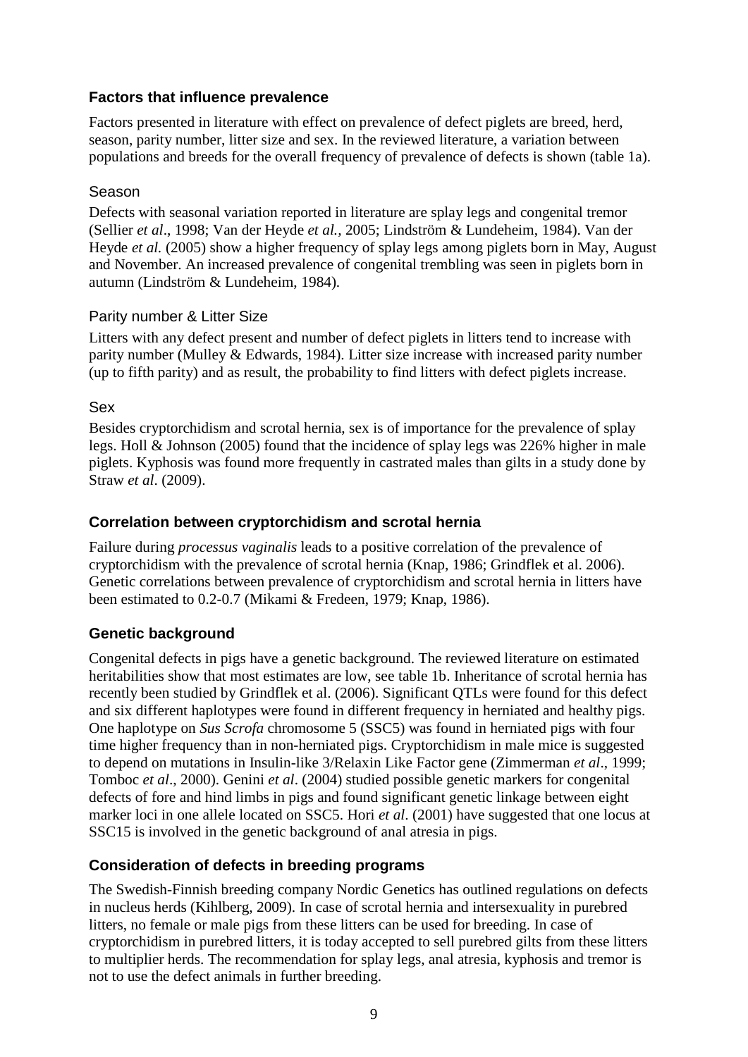## Factors that influence prevalence

Factors presented in literature with effect on prevalence of defect piglets are breed, herd, season, parity number, litter size and sex. In the reviewed literature, a variation between populations and breeds for the overall frequency of prevalence of defects is shown (table 1a).

### Season

Defects with seasonal variation reported in literature are splay legs and congenital tremor (Sellier *et al*., 1998; Van der Heyde *et al.,* 2005; Lindström & Lundeheim, 1984). Van der Heyde *et al.* (2005) show a higher frequency of splay legs among piglets born in May, August and November. An increased prevalence of congenital trembling was seen in piglets born in autumn (Lindström & Lundeheim, 1984).

### Parity number & Litter Size

Litters with any defect present and number of defect piglets in litters tend to increase with parity number (Mulley & Edwards, 1984). Litter size increase with increased parity number (up to fifth parity) and as result, the probability to find litters with defect piglets increase.

### Sex

Besides cryptorchidism and scrotal hernia, sex is of importance for the prevalence of splay legs. Holl & Johnson (2005) found that the incidence of splay legs was 226% higher in male piglets. Kyphosis was found more frequently in castrated males than gilts in a study done by Straw *et al*. (2009).

## Correlation between cryptorchidism and scrotal hernia

Failure during *processus vaginalis* leads to a positive correlation of the prevalence of cryptorchidism with the prevalence of scrotal hernia (Knap, 1986; Grindflek et al. 2006). Genetic correlations between prevalence of cryptorchidism and scrotal hernia in litters have been estimated to 0.2-0.7 (Mikami & Fredeen, 1979; Knap, 1986).

## Genetic background

Congenital defects in pigs have a genetic background. The reviewed literature on estimated heritabilities show that most estimates are low, see table 1b. Inheritance of scrotal hernia has recently been studied by Grindflek et al. (2006). Significant QTLs were found for this defect and six different haplotypes were found in different frequency in herniated and healthy pigs. One haplotype on *Sus Scrofa* chromosome 5 (SSC5) was found in herniated pigs with four time higher frequency than in non-herniated pigs. Cryptorchidism in male mice is suggested to depend on mutations in Insulin-like 3/Relaxin Like Factor gene (Zimmerman *et al*., 1999; Tomboc *et al*., 2000). Genini *et al*. (2004) studied possible genetic markers for congenital defects of fore and hind limbs in pigs and found significant genetic linkage between eight marker loci in one allele located on SSC5. Hori *et al*. (2001) have suggested that one locus at SSC15 is involved in the genetic background of anal atresia in pigs.

## Consideration of defects in breeding programs

The Swedish-Finnish breeding company Nordic Genetics has outlined regulations on defects in nucleus herds (Kihlberg, 2009). In case of scrotal hernia and intersexuality in purebred litters, no female or male pigs from these litters can be used for breeding. In case of cryptorchidism in purebred litters, it is today accepted to sell purebred gilts from these litters to multiplier herds. The recommendation for splay legs, anal atresia, kyphosis and tremor is not to use the defect animals in further breeding.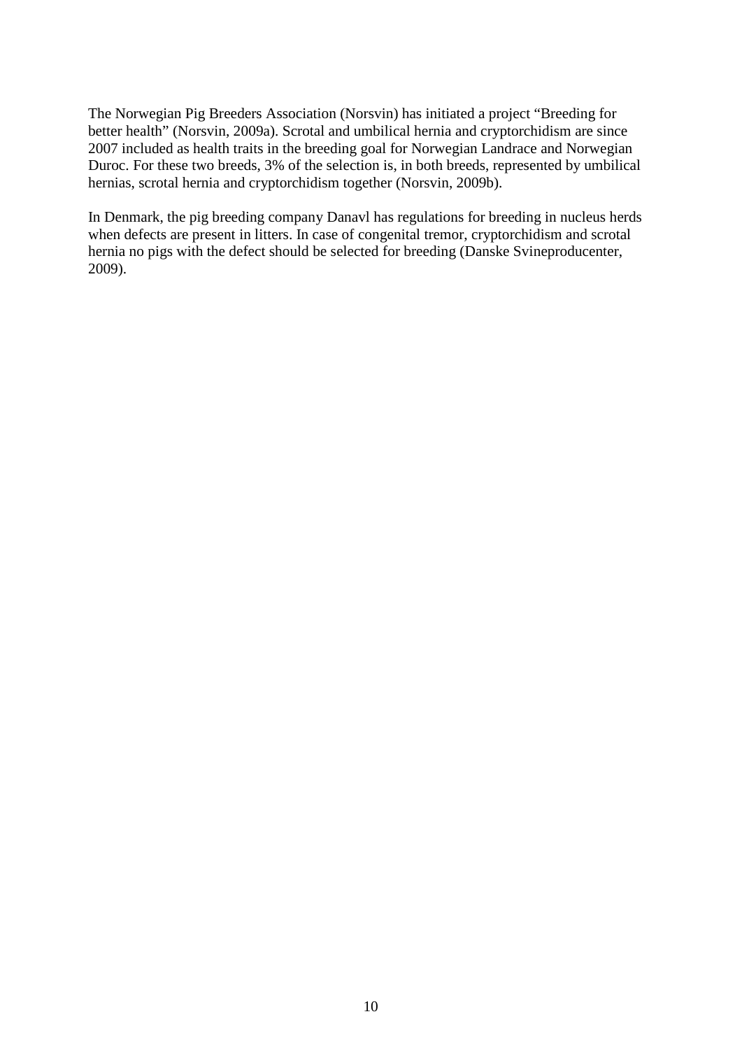The Norwegian Pig Breeders Association (Norsvin) has initiated a project "Breeding for better health" (Norsvin, 2009a). Scrotal and umbilical hernia and cryptorchidism are since 2007 included as health traits in the breeding goal for Norwegian Landrace and Norwegian Duroc. For these two breeds, 3% of the selection is, in both breeds, represented by umbilical hernias, scrotal hernia and cryptorchidism together (Norsvin, 2009b).

In Denmark, the pig breeding company Danavl has regulations for breeding in nucleus herds when defects are present in litters. In case of congenital tremor, cryptorchidism and scrotal hernia no pigs with the defect should be selected for breeding (Danske Svineproducenter, 2009).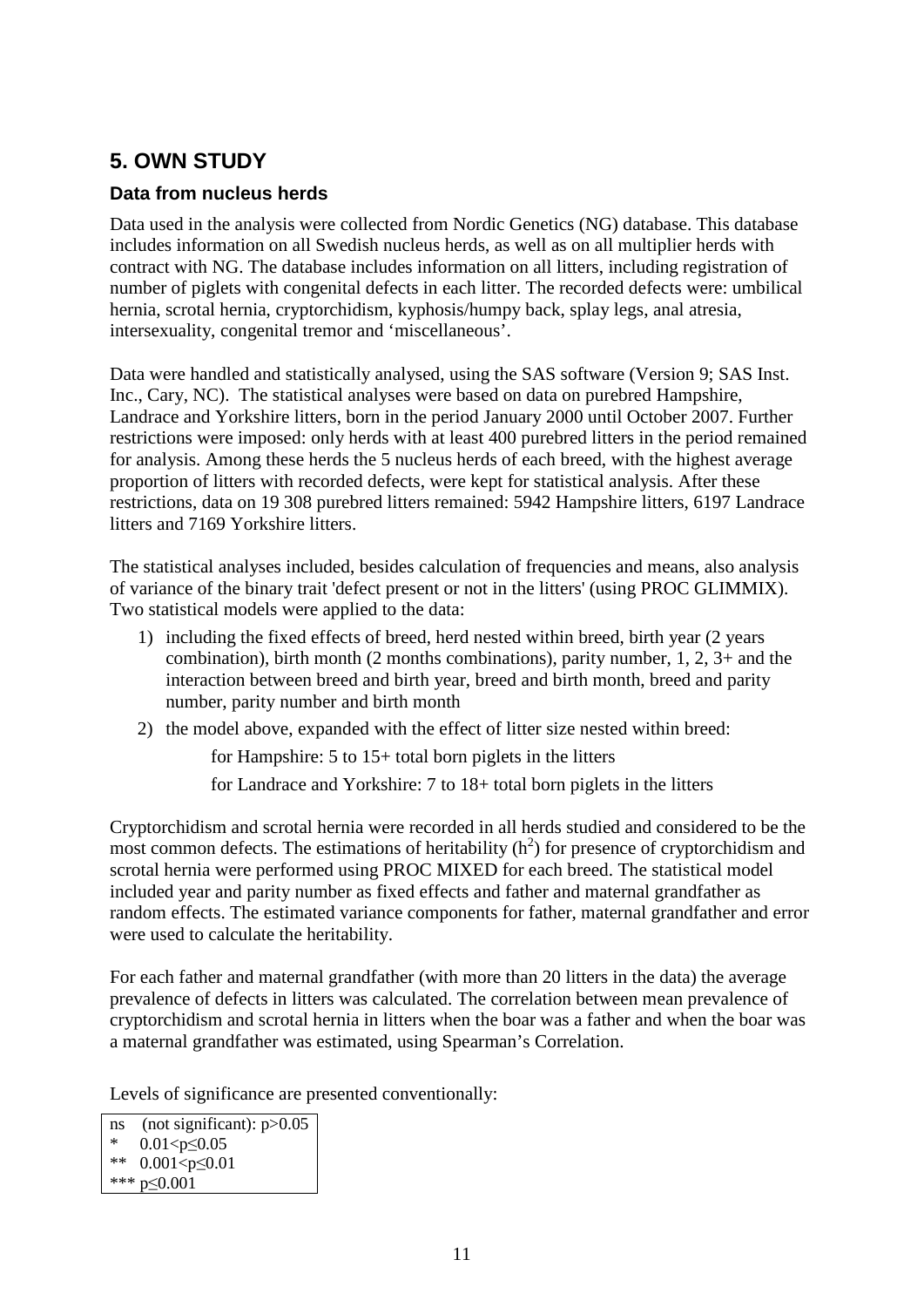# 5. OWN STUDY

### Data from nucleus herds

Data used in the analysis were collected from Nordic Genetics (NG) database. This database includes information on all Swedish nucleus herds, as well as on all multiplier herds with contract with NG. The database includes information on all litters, including registration of number of piglets with congenital defects in each litter. The recorded defects were: umbilical hernia, scrotal hernia, cryptorchidism, kyphosis/humpy back, splay legs, anal atresia, intersexuality, congenital tremor and 'miscellaneous'.

Data were handled and statistically analysed, using the SAS software (Version 9; SAS Inst. Inc., Cary, NC). The statistical analyses were based on data on purebred Hampshire, Landrace and Yorkshire litters, born in the period January 2000 until October 2007. Further restrictions were imposed: only herds with at least 400 purebred litters in the period remained for analysis. Among these herds the 5 nucleus herds of each breed, with the highest average proportion of litters with recorded defects, were kept for statistical analysis. After these restrictions, data on 19 308 purebred litters remained: 5942 Hampshire litters, 6197 Landrace litters and 7169 Yorkshire litters.

The statistical analyses included, besides calculation of frequencies and means, also analysis of variance of the binary trait 'defect present or not in the litters' (using PROC GLIMMIX). Two statistical models were applied to the data:

1) including the fixed effects of breed, herd nested within breed, birth year (2 years combination), birth month (2 months combinations), parity number, 1, 2, 3+ and the interaction between breed and birth year, breed and birth month, breed and parity number, parity number and birth month
2) the model above, expanded with the effect of litter size nested within breed:

   for Hampshire: 5 to 15+ total born piglets in the litters

   for Landrace and Yorkshire: 7 to 18+ total born piglets in the litters

Cryptorchidism and scrotal hernia were recorded in all herds studied and considered to be the most common defects. The estimations of heritability ($h^2$) for presence of cryptorchidism and scrotal hernia were performed using PROC MIXED for each breed. The statistical model included year and parity number as fixed effects and father and maternal grandfather as random effects. The estimated variance components for father, maternal grandfather and error were used to calculate the heritability.

For each father and maternal grandfather (with more than 20 litters in the data) the average prevalence of defects in litters was calculated. The correlation between mean prevalence of cryptorchidism and scrotal hernia in litters when the boar was a father and when the boar was a maternal grandfather was estimated, using Spearman's Correlation.

Levels of significance are presented conventionally:

ns (not significant): $p>0.05$
* $0.01<p\leq0.05$
** $0.001<p\leq0.01$
*** $p\leq0.001$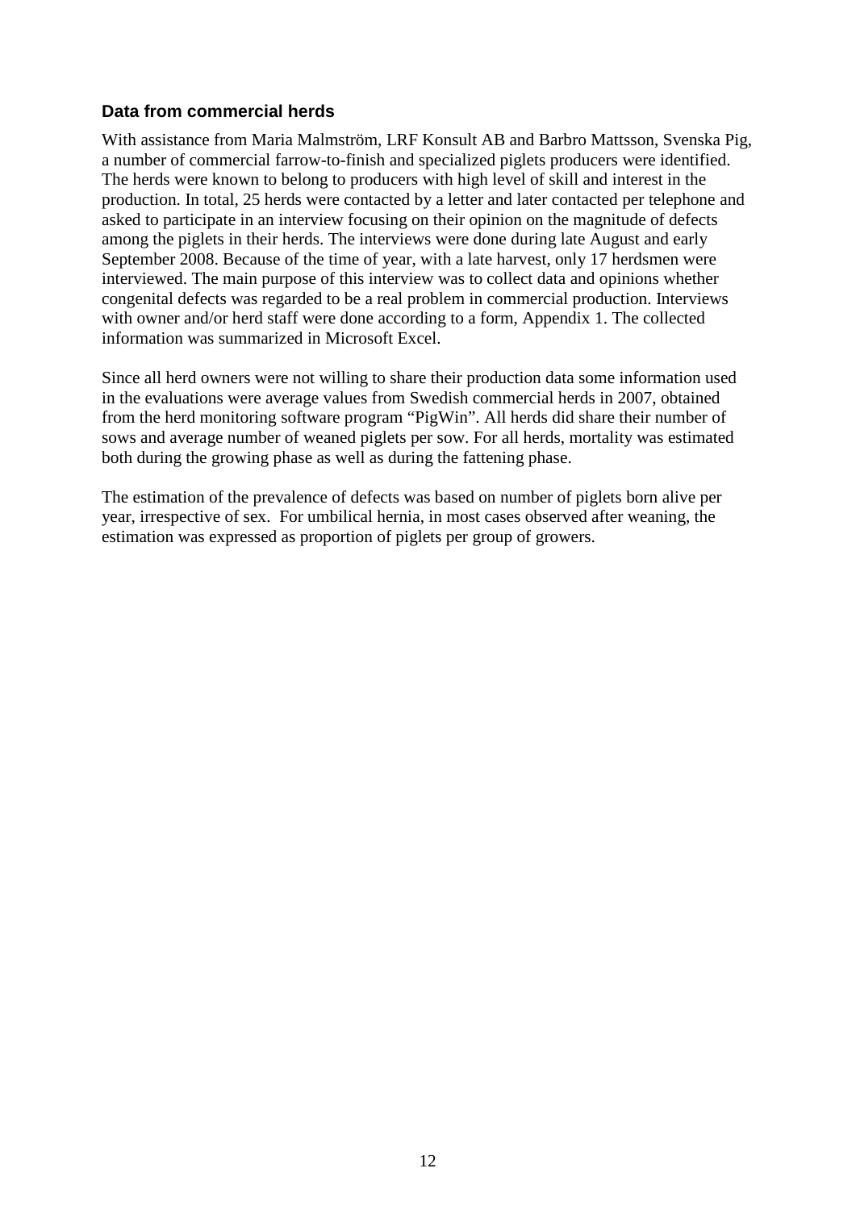### Data from commercial herds

With assistance from Maria Malmström, LRF Konsult AB and Barbro Mattsson, Svenska Pig, a number of commercial farrow-to-finish and specialized piglets producers were identified. The herds were known to belong to producers with high level of skill and interest in the production. In total, 25 herds were contacted by a letter and later contacted per telephone and asked to participate in an interview focusing on their opinion on the magnitude of defects among the piglets in their herds. The interviews were done during late August and early September 2008. Because of the time of year, with a late harvest, only 17 herdsmen were interviewed. The main purpose of this interview was to collect data and opinions whether congenital defects was regarded to be a real problem in commercial production. Interviews with owner and/or herd staff were done according to a form, Appendix 1. The collected information was summarized in Microsoft Excel.

Since all herd owners were not willing to share their production data some information used in the evaluations were average values from Swedish commercial herds in 2007, obtained from the herd monitoring software program "PigWin". All herds did share their number of sows and average number of weaned piglets per sow. For all herds, mortality was estimated both during the growing phase as well as during the fattening phase.

The estimation of the prevalence of defects was based on number of piglets born alive per year, irrespective of sex. For umbilical hernia, in most cases observed after weaning, the estimation was expressed as proportion of piglets per group of growers.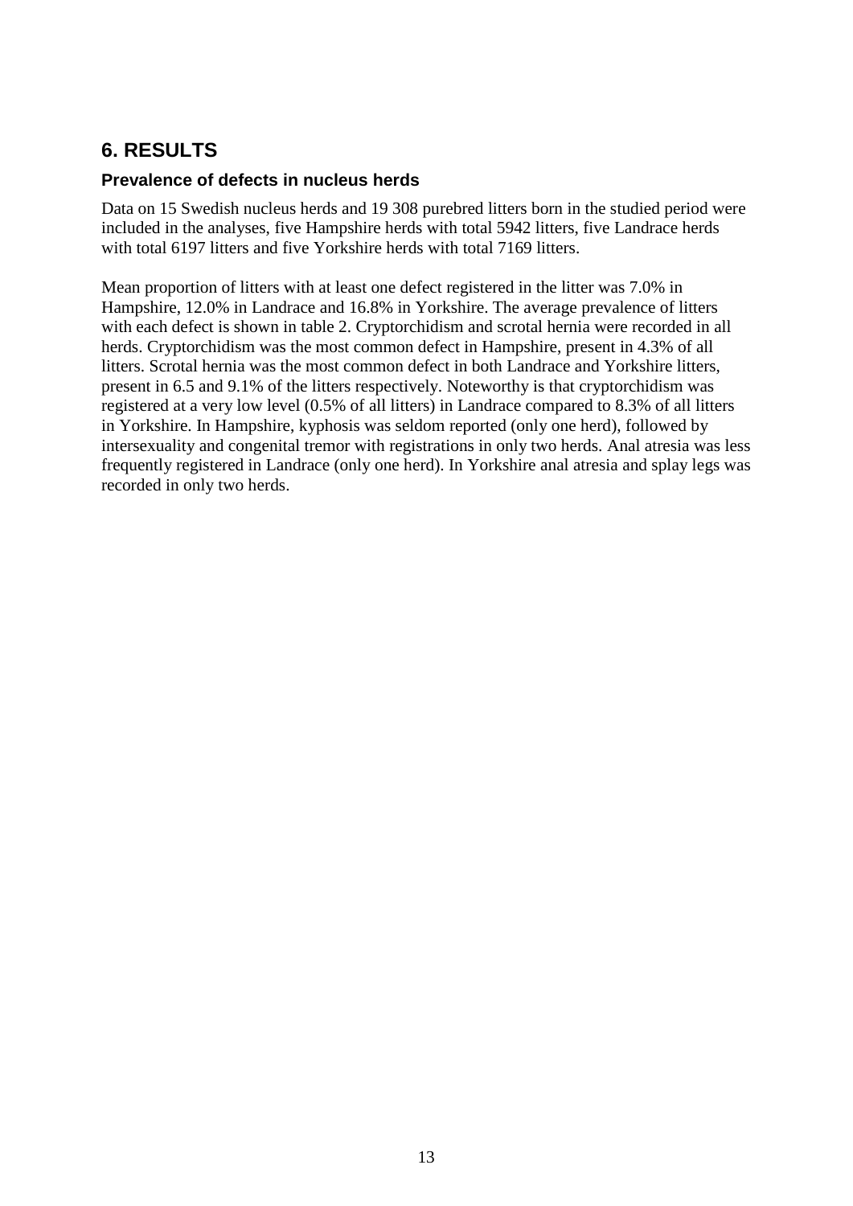## 6. RESULTS

### Prevalence of defects in nucleus herds

Data on 15 Swedish nucleus herds and 19 308 purebred litters born in the studied period were included in the analyses, five Hampshire herds with total 5942 litters, five Landrace herds with total 6197 litters and five Yorkshire herds with total 7169 litters.

Mean proportion of litters with at least one defect registered in the litter was 7.0% in Hampshire, 12.0% in Landrace and 16.8% in Yorkshire. The average prevalence of litters with each defect is shown in table 2. Cryptorchidism and scrotal hernia were recorded in all herds. Cryptorchidism was the most common defect in Hampshire, present in 4.3% of all litters. Scrotal hernia was the most common defect in both Landrace and Yorkshire litters, present in 6.5 and 9.1% of the litters respectively. Noteworthy is that cryptorchidism was registered at a very low level (0.5% of all litters) in Landrace compared to 8.3% of all litters in Yorkshire. In Hampshire, kyphosis was seldom reported (only one herd), followed by intersexuality and congenital tremor with registrations in only two herds. Anal atresia was less frequently registered in Landrace (only one herd). In Yorkshire anal atresia and splay legs was recorded in only two herds.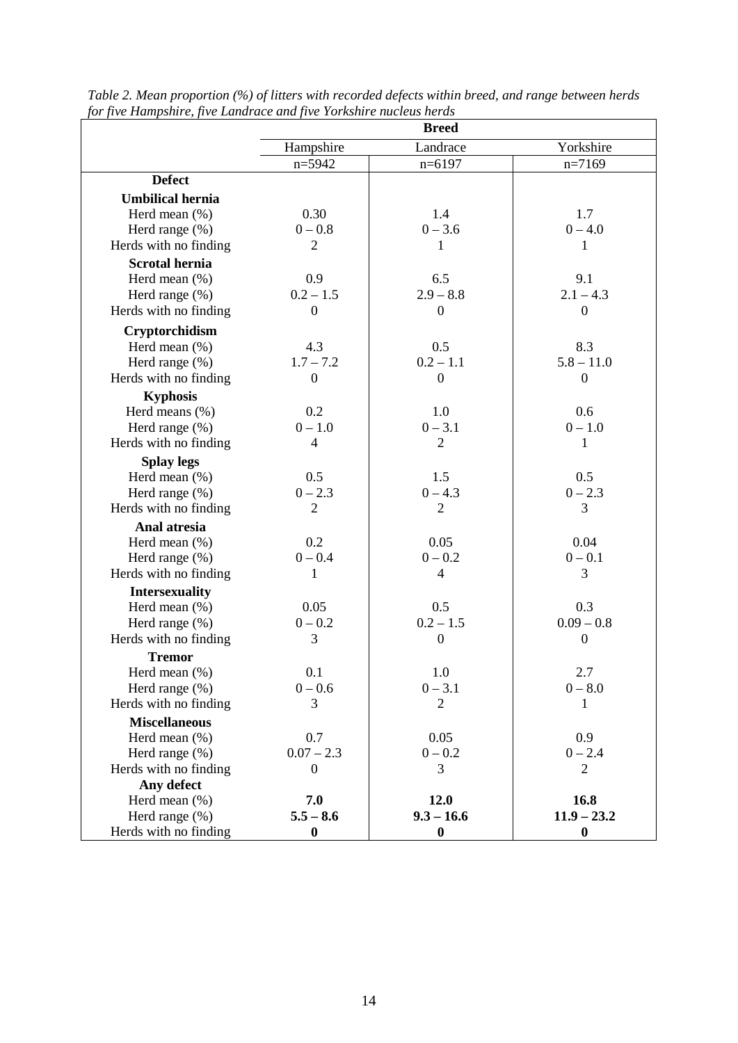*Table 2. Mean proportion (%) of litters with recorded defects within breed, and range between herds for five Hampshire, five Landrace and five Yorkshire nucleus herds*

| | Breed | | |
|---|---|---|---|
| | Hampshire | Landrace | Yorkshire |
| | n=5942 | n=6197 | n=7169 |
| **Defect** | | | |
| **Umbilical hernia** | | | |
| Herd mean (%) | 0.30 | 1.4 | 1.7 |
| Herd range (%) | 0 – 0.8 | 0 – 3.6 | 0 – 4.0 |
| Herds with no finding | 2 | 1 | 1 |
| **Scrotal hernia** | | | |
| Herd mean (%) | 0.9 | 6.5 | 9.1 |
| Herd range (%) | 0.2 – 1.5 | 2.9 – 8.8 | 2.1 – 4.3 |
| Herds with no finding | 0 | 0 | 0 |
| **Cryptorchidism** | | | |
| Herd mean (%) | 4.3 | 0.5 | 8.3 |
| Herd range (%) | 1.7 – 7.2 | 0.2 – 1.1 | 5.8 – 11.0 |
| Herds with no finding | 0 | 0 | 0 |
| **Kyphosis** | | | |
| Herd means (%) | 0.2 | 1.0 | 0.6 |
| Herd range (%) | 0 – 1.0 | 0 – 3.1 | 0 – 1.0 |
| Herds with no finding | 4 | 2 | 1 |
| **Splay legs** | | | |
| Herd mean (%) | 0.5 | 1.5 | 0.5 |
| Herd range (%) | 0 – 2.3 | 0 – 4.3 | 0 – 2.3 |
| Herds with no finding | 2 | 2 | 3 |
| **Anal atresia** | | | |
| Herd mean (%) | 0.2 | 0.05 | 0.04 |
| Herd range (%) | 0 – 0.4 | 0 – 0.2 | 0 – 0.1 |
| Herds with no finding | 1 | 4 | 3 |
| **Intersexuality** | | | |
| Herd mean (%) | 0.05 | 0.5 | 0.3 |
| Herd range (%) | 0 – 0.2 | 0.2 – 1.5 | 0.09 – 0.8 |
| Herds with no finding | 3 | 0 | 0 |
| **Tremor** | | | |
| Herd mean (%) | 0.1 | 1.0 | 2.7 |
| Herd range (%) | 0 – 0.6 | 0 – 3.1 | 0 – 8.0 |
| Herds with no finding | 3 | 2 | 1 |
| **Miscellaneous** | | | |
| Herd mean (%) | 0.7 | 0.05 | 0.9 |
| Herd range (%) | 0.07 – 2.3 | 0 – 0.2 | 0 – 2.4 |
| Herds with no finding | 0 | 3 | 2 |
| **Any defect** | | | |
| Herd mean (%) | **7.0** | **12.0** | **16.8** |
| Herd range (%) | **5.5 – 8.6** | **9.3 – 16.6** | **11.9 – 23.2** |
| Herds with no finding | **0** | **0** | **0** |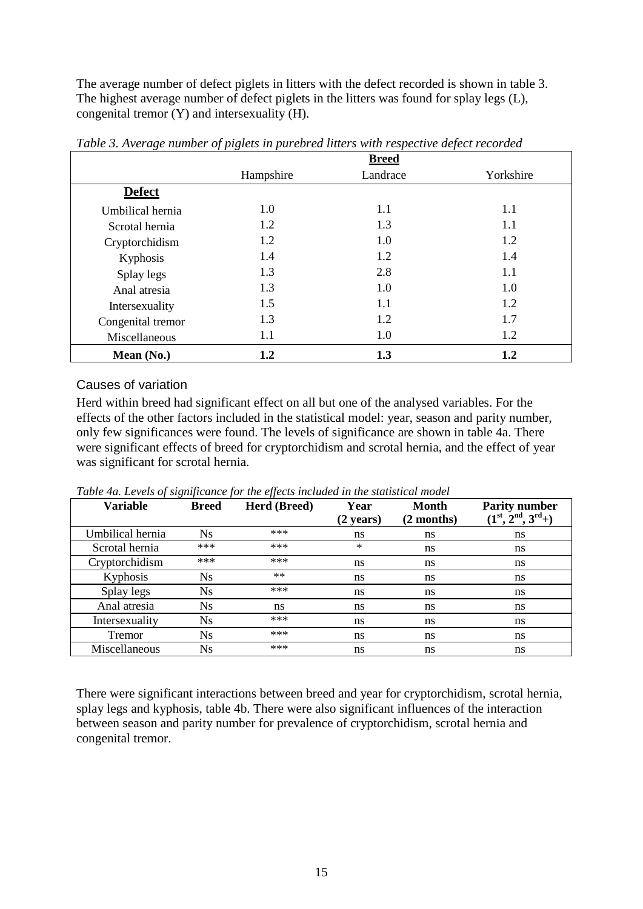The average number of defect piglets in litters with the defect recorded is shown in table 3. The highest average number of defect piglets in the litters was found for splay legs (L), congenital tremor (Y) and intersexuality (H).

*Table 3. Average number of piglets in purebred litters with respective defect recorded*

| | **Breed** | | |
|---|---|---|---|
| | Hampshire | Landrace | Yorkshire |
| **Defect** | | | |
| Umbilical hernia | 1.0 | 1.1 | 1.1 |
| Scrotal hernia | 1.2 | 1.3 | 1.1 |
| Cryptorchidism | 1.2 | 1.0 | 1.2 |
| Kyphosis | 1.4 | 1.2 | 1.4 |
| Splay legs | 1.3 | 2.8 | 1.1 |
| Anal atresia | 1.3 | 1.0 | 1.0 |
| Intersexuality | 1.5 | 1.1 | 1.2 |
| Congenital tremor | 1.3 | 1.2 | 1.7 |
| Miscellaneous | 1.1 | 1.0 | 1.2 |
| **Mean (No.)** | **1.2** | **1.3** | **1.2** |

## Causes of variation

Herd within breed had significant effect on all but one of the analysed variables. For the effects of the other factors included in the statistical model: year, season and parity number, only few significances were found. The levels of significance are shown in table 4a. There were significant effects of breed for cryptorchidism and scrotal hernia, and the effect of year was significant for scrotal hernia.

*Table 4a. Levels of significance for the effects included in the statistical model*

| **Variable** | **Breed** | **Herd (Breed)** | **Year (2 years)** | **Month (2 months)** | **Parity number (1st, 2nd, 3rd+)** |
|---|---|---|---|---|---|
| Umbilical hernia | Ns | *** | ns | ns | ns |
| Scrotal hernia | *** | *** | * | ns | ns |
| Cryptorchidism | *** | *** | ns | ns | ns |
| Kyphosis | Ns | ** | ns | ns | ns |
| Splay legs | Ns | *** | ns | ns | ns |
| Anal atresia | Ns | ns | ns | ns | ns |
| Intersexuality | Ns | *** | ns | ns | ns |
| Tremor | Ns | *** | ns | ns | ns |
| Miscellaneous | Ns | *** | ns | ns | ns |

There were significant interactions between breed and year for cryptorchidism, scrotal hernia, splay legs and kyphosis, table 4b. There were also significant influences of the interaction between season and parity number for prevalence of cryptorchidism, scrotal hernia and congenital tremor.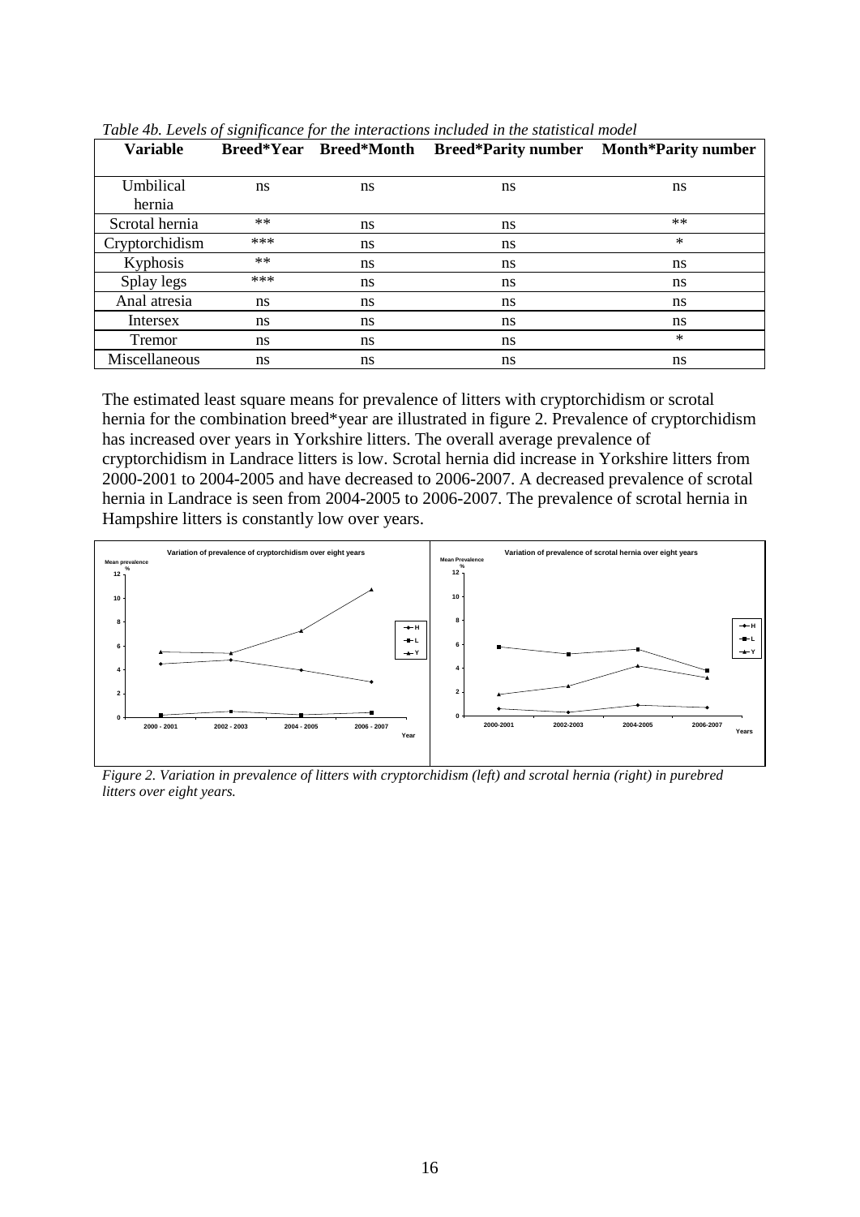*Table 4b. Levels of significance for the interactions included in the statistical model*

| Variable | Breed*Year | Breed*Month | Breed*Parity number | Month*Parity number |
|---|---|---|---|---|
| Umbilical hernia | ns | ns | ns | ns |
| Scrotal hernia | ** | ns | ns | ** |
| Cryptorchidism | *** | ns | ns | * |
| Kyphosis | ** | ns | ns | ns |
| Splay legs | *** | ns | ns | ns |
| Anal atresia | ns | ns | ns | ns |
| Intersex | ns | ns | ns | ns |
| Tremor | ns | ns | ns | * |
| Miscellaneous | ns | ns | ns | ns |

The estimated least square means for prevalence of litters with cryptorchidism or scrotal hernia for the combination breed*year are illustrated in figure 2. Prevalence of cryptorchidism has increased over years in Yorkshire litters. The overall average prevalence of cryptorchidism in Landrace litters is low. Scrotal hernia did increase in Yorkshire litters from 2000-2001 to 2004-2005 and have decreased to 2006-2007. A decreased prevalence of scrotal hernia in Landrace is seen from 2004-2005 to 2006-2007. The prevalence of scrotal hernia in Hampshire litters is constantly low over years.

*Figure 2. Variation in prevalence of litters with cryptorchidism (left) and scrotal hernia (right) in purebred litters over eight years.*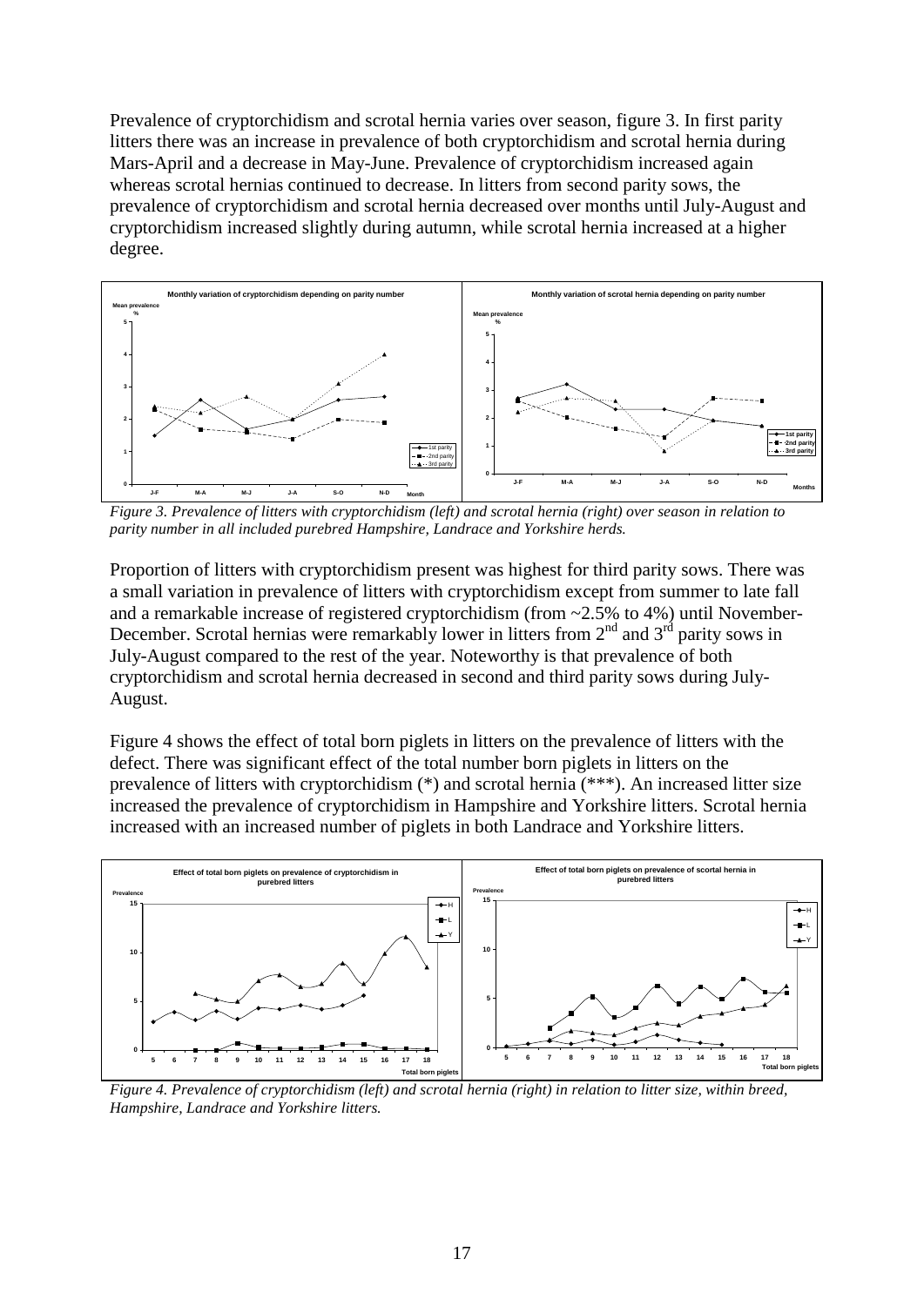Prevalence of cryptorchidism and scrotal hernia varies over season, figure 3. In first parity litters there was an increase in prevalence of both cryptorchidism and scrotal hernia during Mars-April and a decrease in May-June. Prevalence of cryptorchidism increased again whereas scrotal hernias continued to decrease. In litters from second parity sows, the prevalence of cryptorchidism and scrotal hernia decreased over months until July-August and cryptorchidism increased slightly during autumn, while scrotal hernia increased at a higher degree.

*Figure 3. Prevalence of litters with cryptorchidism (left) and scrotal hernia (right) over season in relation to parity number in all included purebred Hampshire, Landrace and Yorkshire herds.*

Proportion of litters with cryptorchidism present was highest for third parity sows. There was a small variation in prevalence of litters with cryptorchidism except from summer to late fall and a remarkable increase of registered cryptorchidism (from ~2.5% to 4%) until November-December. Scrotal hernias were remarkably lower in litters from 2nd and 3rd parity sows in July-August compared to the rest of the year. Noteworthy is that prevalence of both cryptorchidism and scrotal hernia decreased in second and third parity sows during July-August.

Figure 4 shows the effect of total born piglets in litters on the prevalence of litters with the defect. There was significant effect of the total number born piglets in litters on the prevalence of litters with cryptorchidism (*) and scrotal hernia (***). An increased litter size increased the prevalence of cryptorchidism in Hampshire and Yorkshire litters. Scrotal hernia increased with an increased number of piglets in both Landrace and Yorkshire litters.

*Figure 4. Prevalence of cryptorchidism (left) and scrotal hernia (right) in relation to litter size, within breed, Hampshire, Landrace and Yorkshire litters.*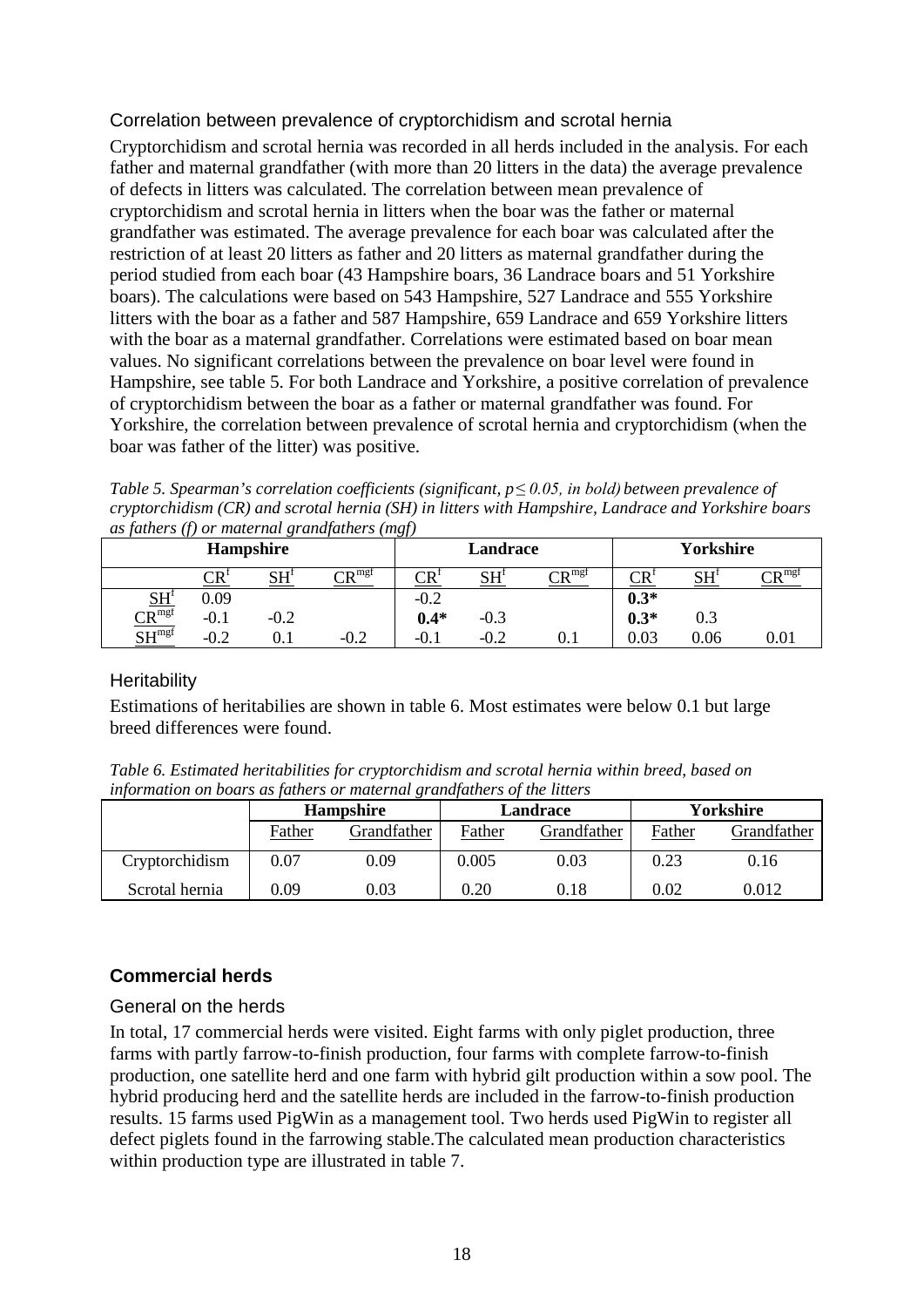### Correlation between prevalence of cryptorchidism and scrotal hernia

Cryptorchidism and scrotal hernia was recorded in all herds included in the analysis. For each father and maternal grandfather (with more than 20 litters in the data) the average prevalence of defects in litters was calculated. The correlation between mean prevalence of cryptorchidism and scrotal hernia in litters when the boar was the father or maternal grandfather was estimated. The average prevalence for each boar was calculated after the restriction of at least 20 litters as father and 20 litters as maternal grandfather during the period studied from each boar (43 Hampshire boars, 36 Landrace boars and 51 Yorkshire boars). The calculations were based on 543 Hampshire, 527 Landrace and 555 Yorkshire litters with the boar as a father and 587 Hampshire, 659 Landrace and 659 Yorkshire litters with the boar as a maternal grandfather. Correlations were estimated based on boar mean values. No significant correlations between the prevalence on boar level were found in Hampshire, see table 5. For both Landrace and Yorkshire, a positive correlation of prevalence of cryptorchidism between the boar as a father or maternal grandfather was found. For Yorkshire, the correlation between prevalence of scrotal hernia and cryptorchidism (when the boar was father of the litter) was positive.

*Table 5. Spearman's correlation coefficients (significant, $p \leq 0.05$, in bold) between prevalence of cryptorchidism (CR) and scrotal hernia (SH) in litters with Hampshire, Landrace and Yorkshire boars as fathers (f) or maternal grandfathers (mgf)*

| | Hampshire | | | Landrace | | | Yorkshire | | |
|---|---|---|---|---|---|---|---|---|---|
| | $CR^{f}$ | $SH^{f}$ | $CR^{mgf}$ | $CR^{f}$ | $SH^{f}$ | $CR^{mgf}$ | $CR^{f}$ | $SH^{f}$ | $CR^{mgf}$ |
| $SH^{f}$ | 0.09 | | | -0.2 | | | **0.3*** | | |
| $CR^{mgf}$ | -0.1 | -0.2 | | **0.4*** | -0.3 | | **0.3*** | 0.3 | |
| $SH^{mgf}$ | -0.2 | 0.1 | -0.2 | -0.1 | -0.2 | 0.1 | 0.03 | 0.06 | 0.01 |

### Heritability

Estimations of heritabilies are shown in table 6. Most estimates were below 0.1 but large breed differences were found.

*Table 6. Estimated heritabilities for cryptorchidism and scrotal hernia within breed, based on information on boars as fathers or maternal grandfathers of the litters*

| | Hampshire | | Landrace | | Yorkshire | |
|---|---|---|---|---|---|---|
| | Father | Grandfather | Father | Grandfather | Father | Grandfather |
| Cryptorchidism | 0.07 | 0.09 | 0.005 | 0.03 | 0.23 | 0.16 |
| Scrotal hernia | 0.09 | 0.03 | 0.20 | 0.18 | 0.02 | 0.012 |

## Commercial herds

### General on the herds

In total, 17 commercial herds were visited. Eight farms with only piglet production, three farms with partly farrow-to-finish production, four farms with complete farrow-to-finish production, one satellite herd and one farm with hybrid gilt production within a sow pool. The hybrid producing herd and the satellite herds are included in the farrow-to-finish production results. 15 farms used PigWin as a management tool. Two herds used PigWin to register all defect piglets found in the farrowing stable.The calculated mean production characteristics within production type are illustrated in table 7.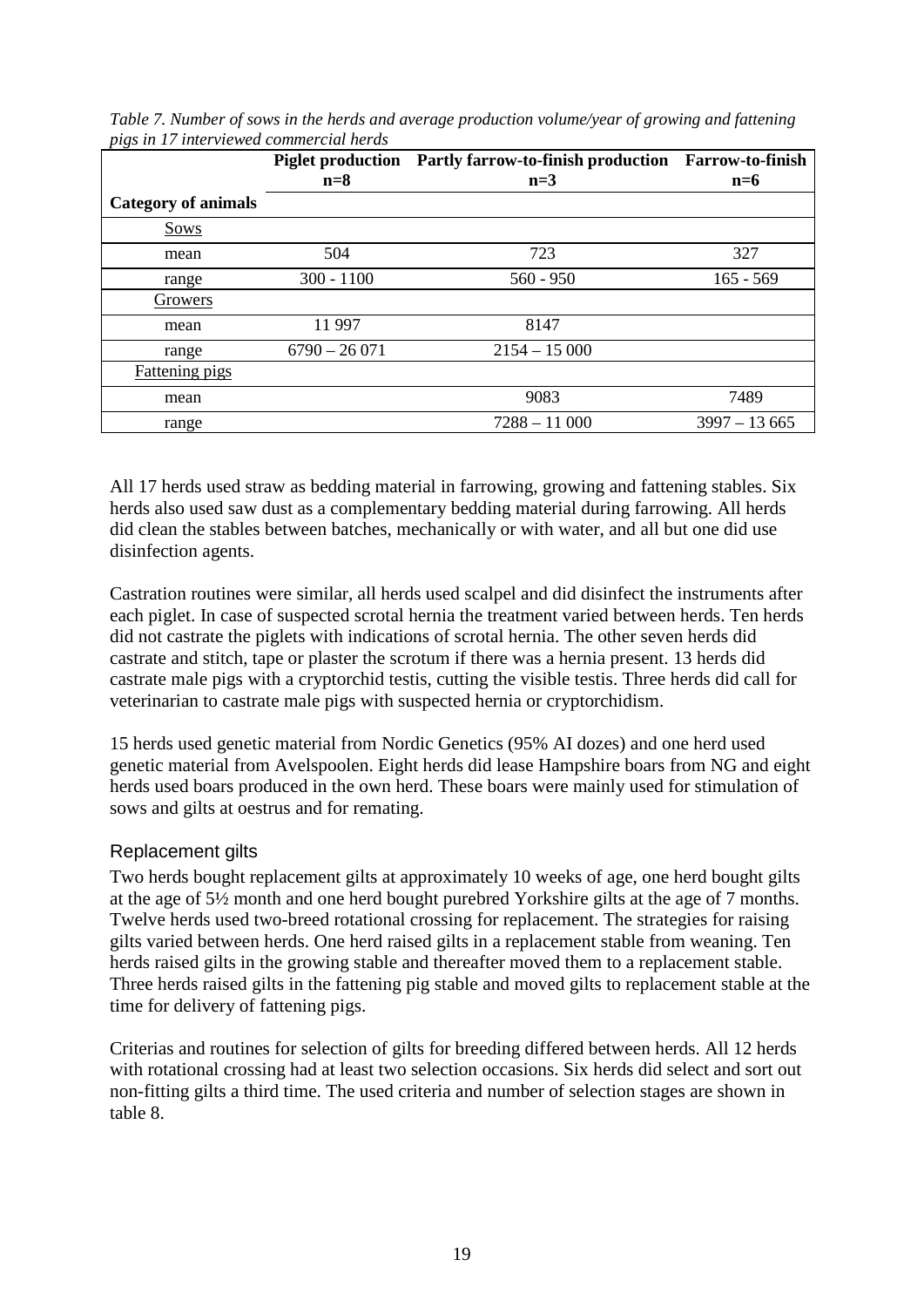*Table 7. Number of sows in the herds and average production volume/year of growing and fattening pigs in 17 interviewed commercial herds*

| | Piglet production n=8 | Partly farrow-to-finish production n=3 | Farrow-to-finish n=6 |
|---|---|---|---|
| **Category of animals** | | | |
| Sows | | | |
| mean | 504 | 723 | 327 |
| range | 300 - 1100 | 560 - 950 | 165 - 569 |
| Growers | | | |
| mean | 11 997 | 8147 | |
| range | 6790 – 26 071 | 2154 – 15 000 | |
| Fattening pigs | | | |
| mean | | 9083 | 7489 |
| range | | 7288 – 11 000 | 3997 – 13 665 |

All 17 herds used straw as bedding material in farrowing, growing and fattening stables. Six herds also used saw dust as a complementary bedding material during farrowing. All herds did clean the stables between batches, mechanically or with water, and all but one did use disinfection agents.

Castration routines were similar, all herds used scalpel and did disinfect the instruments after each piglet. In case of suspected scrotal hernia the treatment varied between herds. Ten herds did not castrate the piglets with indications of scrotal hernia. The other seven herds did castrate and stitch, tape or plaster the scrotum if there was a hernia present. 13 herds did castrate male pigs with a cryptorchid testis, cutting the visible testis. Three herds did call for veterinarian to castrate male pigs with suspected hernia or cryptorchidism.

15 herds used genetic material from Nordic Genetics (95% AI dozes) and one herd used genetic material from Avelspoolen. Eight herds did lease Hampshire boars from NG and eight herds used boars produced in the own herd. These boars were mainly used for stimulation of sows and gilts at oestrus and for remating.

## Replacement gilts

Two herds bought replacement gilts at approximately 10 weeks of age, one herd bought gilts at the age of 5½ month and one herd bought purebred Yorkshire gilts at the age of 7 months. Twelve herds used two-breed rotational crossing for replacement. The strategies for raising gilts varied between herds. One herd raised gilts in a replacement stable from weaning. Ten herds raised gilts in the growing stable and thereafter moved them to a replacement stable. Three herds raised gilts in the fattening pig stable and moved gilts to replacement stable at the time for delivery of fattening pigs.

Criterias and routines for selection of gilts for breeding differed between herds. All 12 herds with rotational crossing had at least two selection occasions. Six herds did select and sort out non-fitting gilts a third time. The used criteria and number of selection stages are shown in table 8.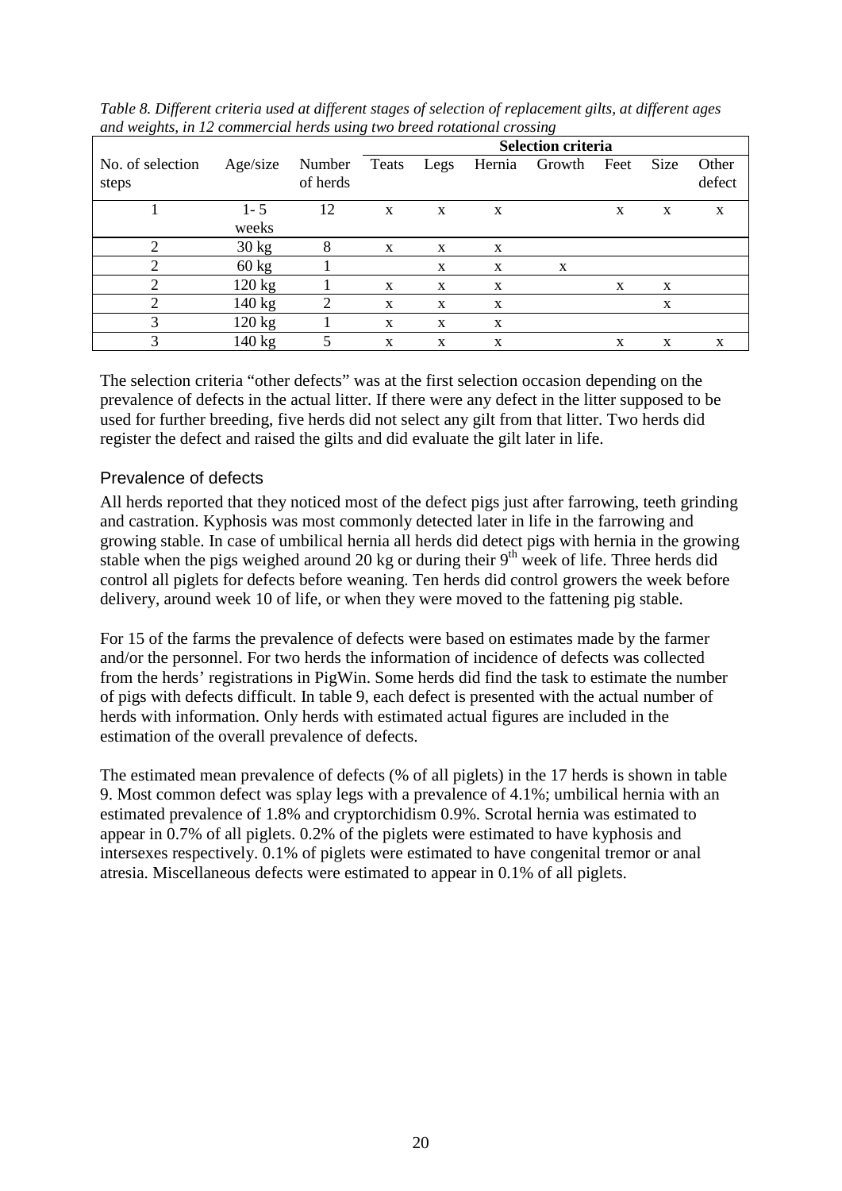*Table 8. Different criteria used at different stages of selection of replacement gilts, at different ages and weights, in 12 commercial herds using two breed rotational crossing*

| No. of selection steps | Age/size | Number of herds | Selection criteria | | | | | | |
|---|---|---|---|---|---|---|---|---|---|
| | | | Teats | Legs | Hernia | Growth | Feet | Size | Other defect |
| 1 | 1- 5 weeks | 12 | x | x | x | | x | x | x |
| 2 | 30 kg | 8 | x | x | x | | | | |
| 2 | 60 kg | 1 | | x | x | x | | | |
| 2 | 120 kg | 1 | x | x | x | | x | x | |
| 2 | 140 kg | 2 | x | x | x | | | x | |
| 3 | 120 kg | 1 | x | x | x | | | | |
| 3 | 140 kg | 5 | x | x | x | | x | x | x |

The selection criteria "other defects" was at the first selection occasion depending on the prevalence of defects in the actual litter. If there were any defect in the litter supposed to be used for further breeding, five herds did not select any gilt from that litter. Two herds did register the defect and raised the gilts and did evaluate the gilt later in life.

## Prevalence of defects

All herds reported that they noticed most of the defect pigs just after farrowing, teeth grinding and castration. Kyphosis was most commonly detected later in life in the farrowing and growing stable. In case of umbilical hernia all herds did detect pigs with hernia in the growing stable when the pigs weighed around 20 kg or during their 9$^{th}$ week of life. Three herds did control all piglets for defects before weaning. Ten herds did control growers the week before delivery, around week 10 of life, or when they were moved to the fattening pig stable.

For 15 of the farms the prevalence of defects were based on estimates made by the farmer and/or the personnel. For two herds the information of incidence of defects was collected from the herds' registrations in PigWin. Some herds did find the task to estimate the number of pigs with defects difficult. In table 9, each defect is presented with the actual number of herds with information. Only herds with estimated actual figures are included in the estimation of the overall prevalence of defects.

The estimated mean prevalence of defects (% of all piglets) in the 17 herds is shown in table 9. Most common defect was splay legs with a prevalence of 4.1%; umbilical hernia with an estimated prevalence of 1.8% and cryptorchidism 0.9%. Scrotal hernia was estimated to appear in 0.7% of all piglets. 0.2% of the piglets were estimated to have kyphosis and intersexes respectively. 0.1% of piglets were estimated to have congenital tremor or anal atresia. Miscellaneous defects were estimated to appear in 0.1% of all piglets.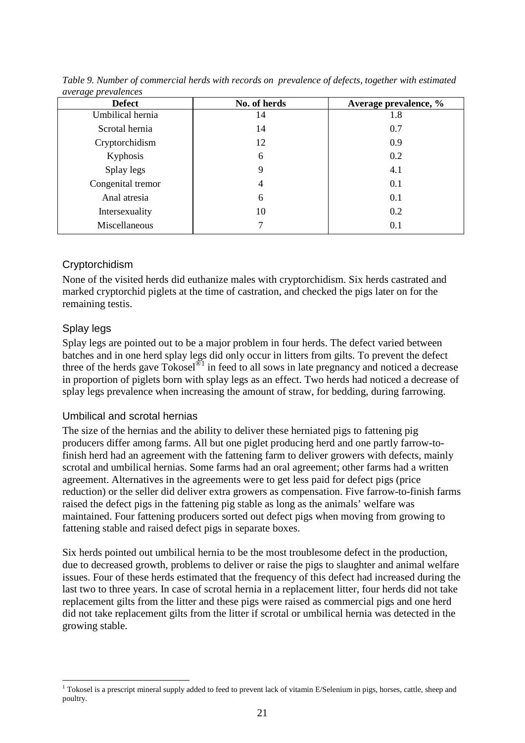*Table 9. Number of commercial herds with records on prevalence of defects, together with estimated average prevalences*

| Defect | No. of herds | Average prevalence, % |
|---|---|---|
| Umbilical hernia | 14 | 1.8 |
| Scrotal hernia | 14 | 0.7 |
| Cryptorchidism | 12 | 0.9 |
| Kyphosis | 6 | 0.2 |
| Splay legs | 9 | 4.1 |
| Congenital tremor | 4 | 0.1 |
| Anal atresia | 6 | 0.1 |
| Intersexuality | 10 | 0.2 |
| Miscellaneous | 7 | 0.1 |

### Cryptorchidism

None of the visited herds did euthanize males with cryptorchidism. Six herds castrated and marked cryptorchid piglets at the time of castration, and checked the pigs later on for the remaining testis.

### Splay legs

Splay legs are pointed out to be a major problem in four herds. The defect varied between batches and in one herd splay legs did only occur in litters from gilts. To prevent the defect three of the herds gave Tokosel®[1] in feed to all sows in late pregnancy and noticed a decrease in proportion of piglets born with splay legs as an effect. Two herds had noticed a decrease of splay legs prevalence when increasing the amount of straw, for bedding, during farrowing.

### Umbilical and scrotal hernias

The size of the hernias and the ability to deliver these herniated pigs to fattening pig producers differ among farms. All but one piglet producing herd and one partly farrow-to-finish herd had an agreement with the fattening farm to deliver growers with defects, mainly scrotal and umbilical hernias. Some farms had an oral agreement; other farms had a written agreement. Alternatives in the agreements were to get less paid for defect pigs (price reduction) or the seller did deliver extra growers as compensation. Five farrow-to-finish farms raised the defect pigs in the fattening pig stable as long as the animals' welfare was maintained. Four fattening producers sorted out defect pigs when moving from growing to fattening stable and raised defect pigs in separate boxes.

Six herds pointed out umbilical hernia to be the most troublesome defect in the production, due to decreased growth, problems to deliver or raise the pigs to slaughter and animal welfare issues. Four of these herds estimated that the frequency of this defect had increased during the last two to three years. In case of scrotal hernia in a replacement litter, four herds did not take replacement gilts from the litter and these pigs were raised as commercial pigs and one herd did not take replacement gilts from the litter if scrotal or umbilical hernia was detected in the growing stable.

[1] Tokosel is a prescript mineral supply added to feed to prevent lack of vitamin E/Selenium in pigs, horses, cattle, sheep and poultry.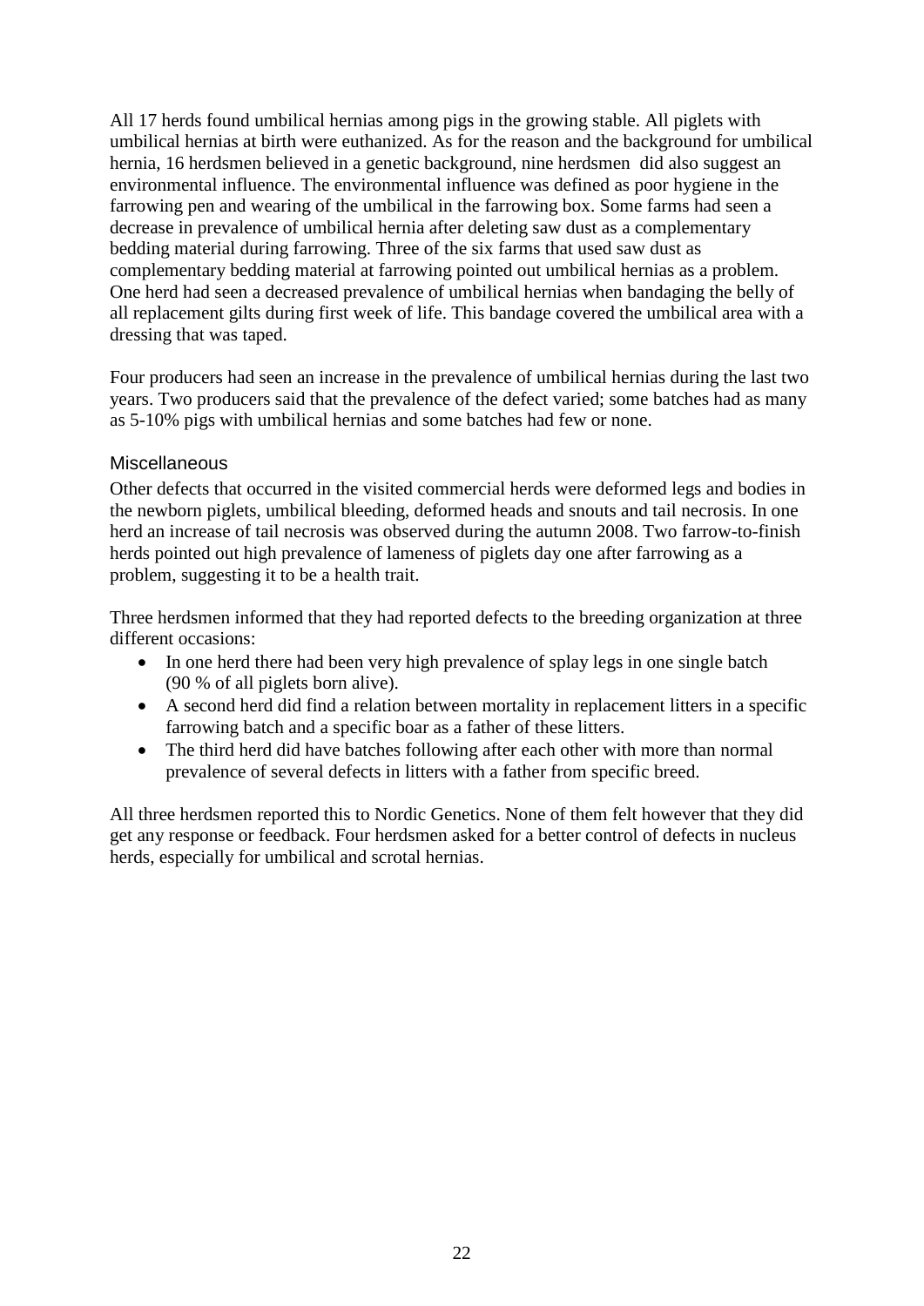All 17 herds found umbilical hernias among pigs in the growing stable. All piglets with umbilical hernias at birth were euthanized. As for the reason and the background for umbilical hernia, 16 herdsmen believed in a genetic background, nine herdsmen did also suggest an environmental influence. The environmental influence was defined as poor hygiene in the farrowing pen and wearing of the umbilical in the farrowing box. Some farms had seen a decrease in prevalence of umbilical hernia after deleting saw dust as a complementary bedding material during farrowing. Three of the six farms that used saw dust as complementary bedding material at farrowing pointed out umbilical hernias as a problem. One herd had seen a decreased prevalence of umbilical hernias when bandaging the belly of all replacement gilts during first week of life. This bandage covered the umbilical area with a dressing that was taped.

Four producers had seen an increase in the prevalence of umbilical hernias during the last two years. Two producers said that the prevalence of the defect varied; some batches had as many as 5-10% pigs with umbilical hernias and some batches had few or none.

### Miscellaneous

Other defects that occurred in the visited commercial herds were deformed legs and bodies in the newborn piglets, umbilical bleeding, deformed heads and snouts and tail necrosis. In one herd an increase of tail necrosis was observed during the autumn 2008. Two farrow-to-finish herds pointed out high prevalence of lameness of piglets day one after farrowing as a problem, suggesting it to be a health trait.

Three herdsmen informed that they had reported defects to the breeding organization at three different occasions:

- In one herd there had been very high prevalence of splay legs in one single batch (90 % of all piglets born alive).
- A second herd did find a relation between mortality in replacement litters in a specific farrowing batch and a specific boar as a father of these litters.
- The third herd did have batches following after each other with more than normal prevalence of several defects in litters with a father from specific breed.

All three herdsmen reported this to Nordic Genetics. None of them felt however that they did get any response or feedback. Four herdsmen asked for a better control of defects in nucleus herds, especially for umbilical and scrotal hernias.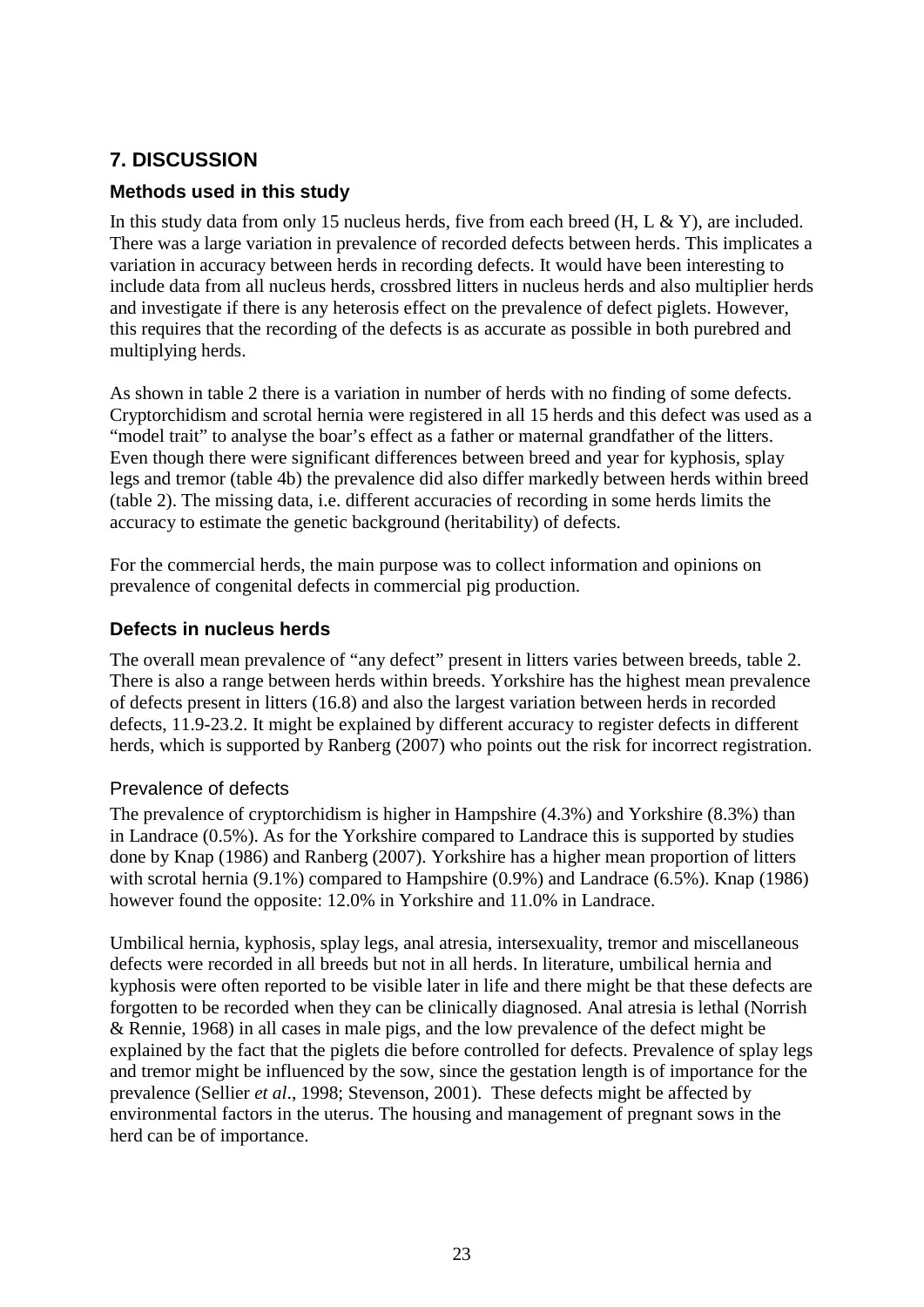## 7. DISCUSSION

### Methods used in this study

In this study data from only 15 nucleus herds, five from each breed (H, L & Y), are included. There was a large variation in prevalence of recorded defects between herds. This implicates a variation in accuracy between herds in recording defects. It would have been interesting to include data from all nucleus herds, crossbred litters in nucleus herds and also multiplier herds and investigate if there is any heterosis effect on the prevalence of defect piglets. However, this requires that the recording of the defects is as accurate as possible in both purebred and multiplying herds.

As shown in table 2 there is a variation in number of herds with no finding of some defects. Cryptorchidism and scrotal hernia were registered in all 15 herds and this defect was used as a "model trait" to analyse the boar's effect as a father or maternal grandfather of the litters. Even though there were significant differences between breed and year for kyphosis, splay legs and tremor (table 4b) the prevalence did also differ markedly between herds within breed (table 2). The missing data, i.e. different accuracies of recording in some herds limits the accuracy to estimate the genetic background (heritability) of defects.

For the commercial herds, the main purpose was to collect information and opinions on prevalence of congenital defects in commercial pig production.

### Defects in nucleus herds

The overall mean prevalence of "any defect" present in litters varies between breeds, table 2. There is also a range between herds within breeds. Yorkshire has the highest mean prevalence of defects present in litters (16.8) and also the largest variation between herds in recorded defects, 11.9-23.2. It might be explained by different accuracy to register defects in different herds, which is supported by Ranberg (2007) who points out the risk for incorrect registration.

#### Prevalence of defects

The prevalence of cryptorchidism is higher in Hampshire (4.3%) and Yorkshire (8.3%) than in Landrace (0.5%). As for the Yorkshire compared to Landrace this is supported by studies done by Knap (1986) and Ranberg (2007). Yorkshire has a higher mean proportion of litters with scrotal hernia (9.1%) compared to Hampshire (0.9%) and Landrace (6.5%). Knap (1986) however found the opposite: 12.0% in Yorkshire and 11.0% in Landrace.

Umbilical hernia, kyphosis, splay legs, anal atresia, intersexuality, tremor and miscellaneous defects were recorded in all breeds but not in all herds. In literature, umbilical hernia and kyphosis were often reported to be visible later in life and there might be that these defects are forgotten to be recorded when they can be clinically diagnosed. Anal atresia is lethal (Norrish & Rennie, 1968) in all cases in male pigs, and the low prevalence of the defect might be explained by the fact that the piglets die before controlled for defects. Prevalence of splay legs and tremor might be influenced by the sow, since the gestation length is of importance for the prevalence (Sellier *et al*., 1998; Stevenson, 2001). These defects might be affected by environmental factors in the uterus. The housing and management of pregnant sows in the herd can be of importance.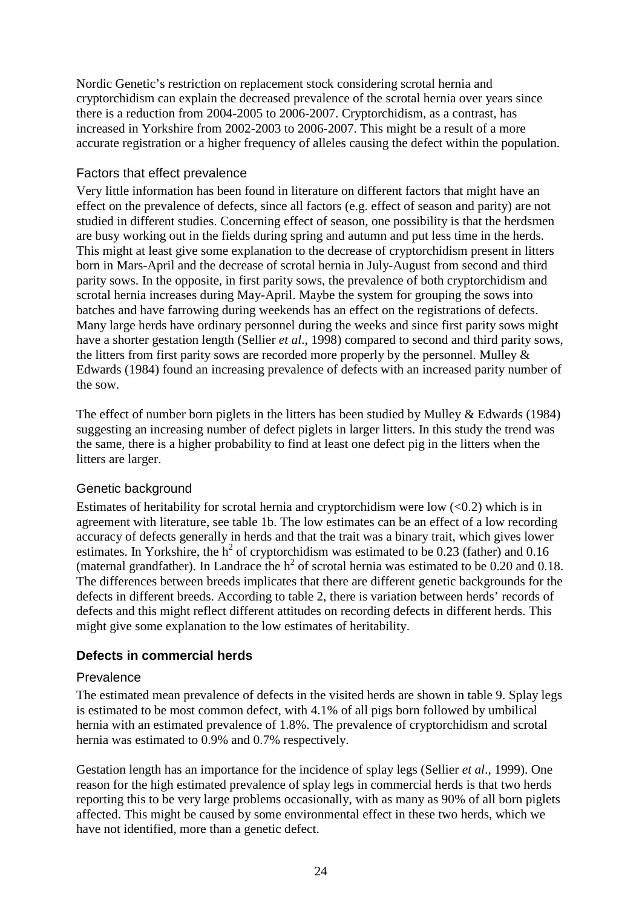Nordic Genetic's restriction on replacement stock considering scrotal hernia and cryptorchidism can explain the decreased prevalence of the scrotal hernia over years since there is a reduction from 2004-2005 to 2006-2007. Cryptorchidism, as a contrast, has increased in Yorkshire from 2002-2003 to 2006-2007. This might be a result of a more accurate registration or a higher frequency of alleles causing the defect within the population.

### Factors that effect prevalence

Very little information has been found in literature on different factors that might have an effect on the prevalence of defects, since all factors (e.g. effect of season and parity) are not studied in different studies. Concerning effect of season, one possibility is that the herdsmen are busy working out in the fields during spring and autumn and put less time in the herds. This might at least give some explanation to the decrease of cryptorchidism present in litters born in Mars-April and the decrease of scrotal hernia in July-August from second and third parity sows. In the opposite, in first parity sows, the prevalence of both cryptorchidism and scrotal hernia increases during May-April. Maybe the system for grouping the sows into batches and have farrowing during weekends has an effect on the registrations of defects. Many large herds have ordinary personnel during the weeks and since first parity sows might have a shorter gestation length (Sellier *et al*., 1998) compared to second and third parity sows, the litters from first parity sows are recorded more properly by the personnel. Mulley & Edwards (1984) found an increasing prevalence of defects with an increased parity number of the sow.

The effect of number born piglets in the litters has been studied by Mulley & Edwards (1984) suggesting an increasing number of defect piglets in larger litters. In this study the trend was the same, there is a higher probability to find at least one defect pig in the litters when the litters are larger.

### Genetic background

Estimates of heritability for scrotal hernia and cryptorchidism were low (<0.2) which is in agreement with literature, see table 1b. The low estimates can be an effect of a low recording accuracy of defects generally in herds and that the trait was a binary trait, which gives lower estimates. In Yorkshire, the $h^2$ of cryptorchidism was estimated to be 0.23 (father) and 0.16 (maternal grandfather). In Landrace the $h^2$ of scrotal hernia was estimated to be 0.20 and 0.18. The differences between breeds implicates that there are different genetic backgrounds for the defects in different breeds. According to table 2, there is variation between herds' records of defects and this might reflect different attitudes on recording defects in different herds. This might give some explanation to the low estimates of heritability.

## Defects in commercial herds

### Prevalence

The estimated mean prevalence of defects in the visited herds are shown in table 9. Splay legs is estimated to be most common defect, with 4.1% of all pigs born followed by umbilical hernia with an estimated prevalence of 1.8%. The prevalence of cryptorchidism and scrotal hernia was estimated to 0.9% and 0.7% respectively.

Gestation length has an importance for the incidence of splay legs (Sellier *et al*., 1999). One reason for the high estimated prevalence of splay legs in commercial herds is that two herds reporting this to be very large problems occasionally, with as many as 90% of all born piglets affected. This might be caused by some environmental effect in these two herds, which we have not identified, more than a genetic defect.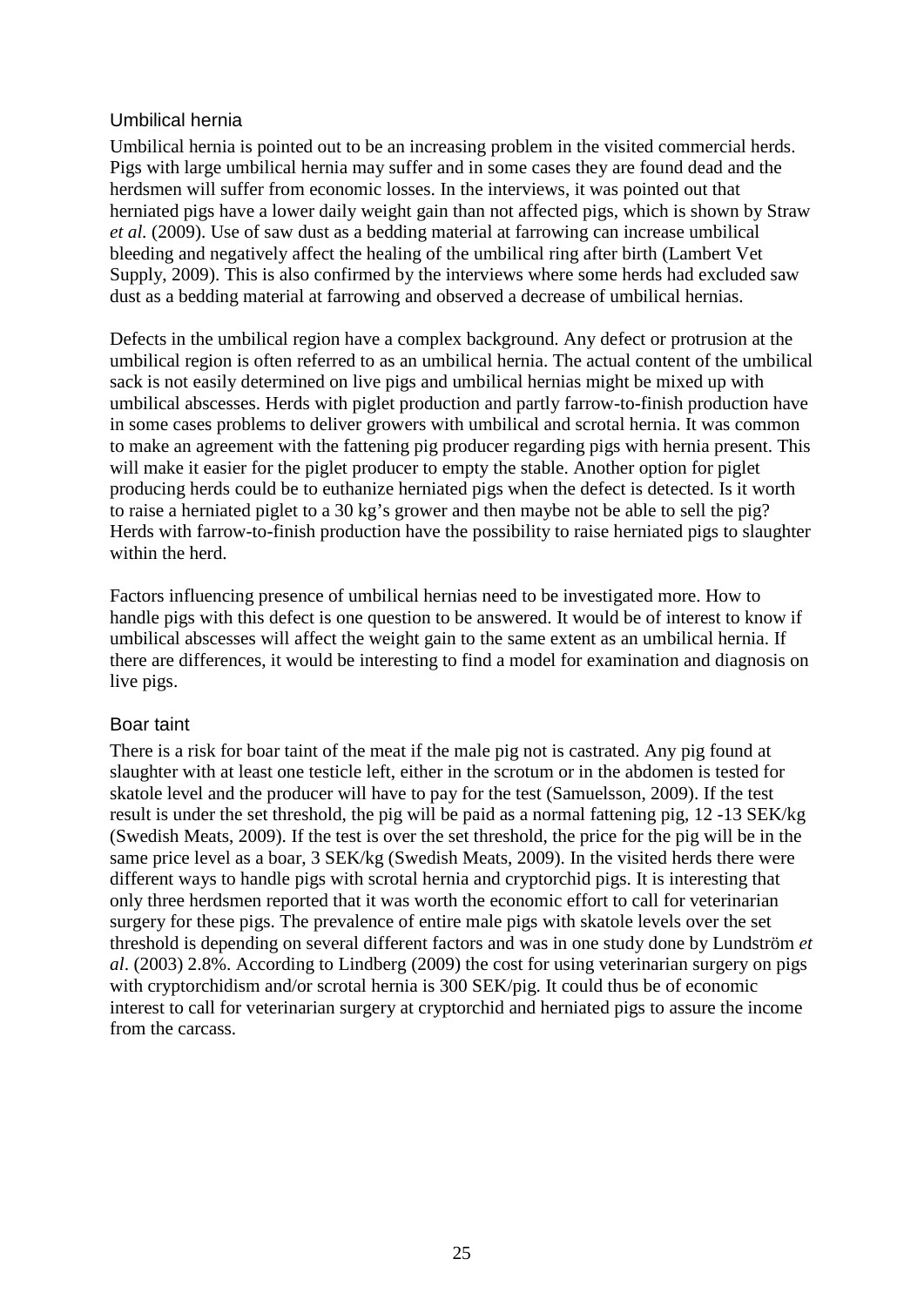### Umbilical hernia

Umbilical hernia is pointed out to be an increasing problem in the visited commercial herds. Pigs with large umbilical hernia may suffer and in some cases they are found dead and the herdsmen will suffer from economic losses. In the interviews, it was pointed out that herniated pigs have a lower daily weight gain than not affected pigs, which is shown by Straw *et al.* (2009). Use of saw dust as a bedding material at farrowing can increase umbilical bleeding and negatively affect the healing of the umbilical ring after birth (Lambert Vet Supply, 2009). This is also confirmed by the interviews where some herds had excluded saw dust as a bedding material at farrowing and observed a decrease of umbilical hernias.

Defects in the umbilical region have a complex background. Any defect or protrusion at the umbilical region is often referred to as an umbilical hernia. The actual content of the umbilical sack is not easily determined on live pigs and umbilical hernias might be mixed up with umbilical abscesses. Herds with piglet production and partly farrow-to-finish production have in some cases problems to deliver growers with umbilical and scrotal hernia. It was common to make an agreement with the fattening pig producer regarding pigs with hernia present. This will make it easier for the piglet producer to empty the stable. Another option for piglet producing herds could be to euthanize herniated pigs when the defect is detected. Is it worth to raise a herniated piglet to a 30 kg's grower and then maybe not be able to sell the pig? Herds with farrow-to-finish production have the possibility to raise herniated pigs to slaughter within the herd.

Factors influencing presence of umbilical hernias need to be investigated more. How to handle pigs with this defect is one question to be answered. It would be of interest to know if umbilical abscesses will affect the weight gain to the same extent as an umbilical hernia. If there are differences, it would be interesting to find a model for examination and diagnosis on live pigs.

### Boar taint

There is a risk for boar taint of the meat if the male pig not is castrated. Any pig found at slaughter with at least one testicle left, either in the scrotum or in the abdomen is tested for skatole level and the producer will have to pay for the test (Samuelsson, 2009). If the test result is under the set threshold, the pig will be paid as a normal fattening pig, 12 -13 SEK/kg (Swedish Meats, 2009). If the test is over the set threshold, the price for the pig will be in the same price level as a boar, 3 SEK/kg (Swedish Meats, 2009). In the visited herds there were different ways to handle pigs with scrotal hernia and cryptorchid pigs. It is interesting that only three herdsmen reported that it was worth the economic effort to call for veterinarian surgery for these pigs. The prevalence of entire male pigs with skatole levels over the set threshold is depending on several different factors and was in one study done by Lundström *et al*. (2003) 2.8%. According to Lindberg (2009) the cost for using veterinarian surgery on pigs with cryptorchidism and/or scrotal hernia is 300 SEK/pig. It could thus be of economic interest to call for veterinarian surgery at cryptorchid and herniated pigs to assure the income from the carcass.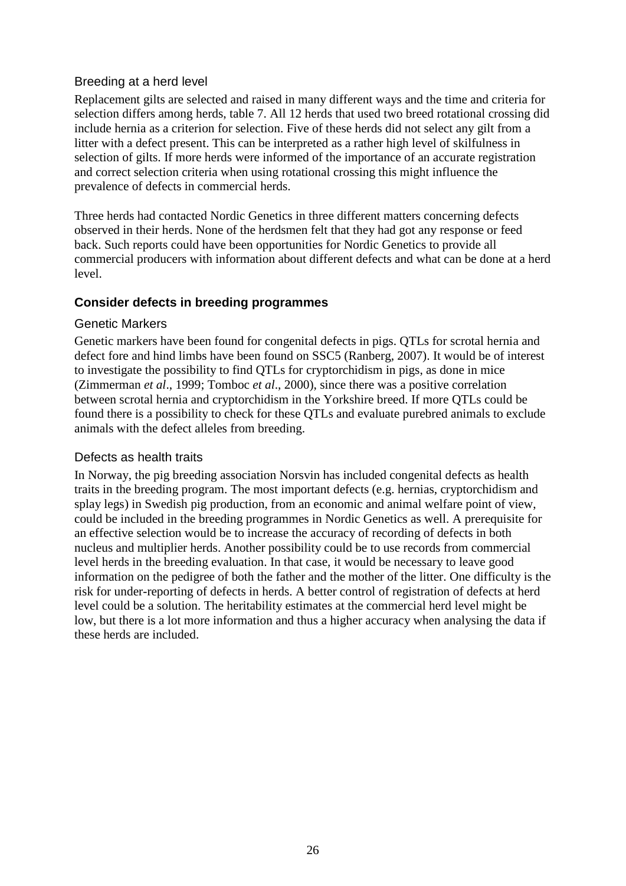### Breeding at a herd level

Replacement gilts are selected and raised in many different ways and the time and criteria for selection differs among herds, table 7. All 12 herds that used two breed rotational crossing did include hernia as a criterion for selection. Five of these herds did not select any gilt from a litter with a defect present. This can be interpreted as a rather high level of skilfulness in selection of gilts. If more herds were informed of the importance of an accurate registration and correct selection criteria when using rotational crossing this might influence the prevalence of defects in commercial herds.

Three herds had contacted Nordic Genetics in three different matters concerning defects observed in their herds. None of the herdsmen felt that they had got any response or feed back. Such reports could have been opportunities for Nordic Genetics to provide all commercial producers with information about different defects and what can be done at a herd level.

## Consider defects in breeding programmes

### Genetic Markers

Genetic markers have been found for congenital defects in pigs. QTLs for scrotal hernia and defect fore and hind limbs have been found on SSC5 (Ranberg, 2007). It would be of interest to investigate the possibility to find QTLs for cryptorchidism in pigs, as done in mice (Zimmerman *et al*., 1999; Tomboc *et al*., 2000), since there was a positive correlation between scrotal hernia and cryptorchidism in the Yorkshire breed. If more QTLs could be found there is a possibility to check for these QTLs and evaluate purebred animals to exclude animals with the defect alleles from breeding.

### Defects as health traits

In Norway, the pig breeding association Norsvin has included congenital defects as health traits in the breeding program. The most important defects (e.g. hernias, cryptorchidism and splay legs) in Swedish pig production, from an economic and animal welfare point of view, could be included in the breeding programmes in Nordic Genetics as well. A prerequisite for an effective selection would be to increase the accuracy of recording of defects in both nucleus and multiplier herds. Another possibility could be to use records from commercial level herds in the breeding evaluation. In that case, it would be necessary to leave good information on the pedigree of both the father and the mother of the litter. One difficulty is the risk for under-reporting of defects in herds. A better control of registration of defects at herd level could be a solution. The heritability estimates at the commercial herd level might be low, but there is a lot more information and thus a higher accuracy when analysing the data if these herds are included.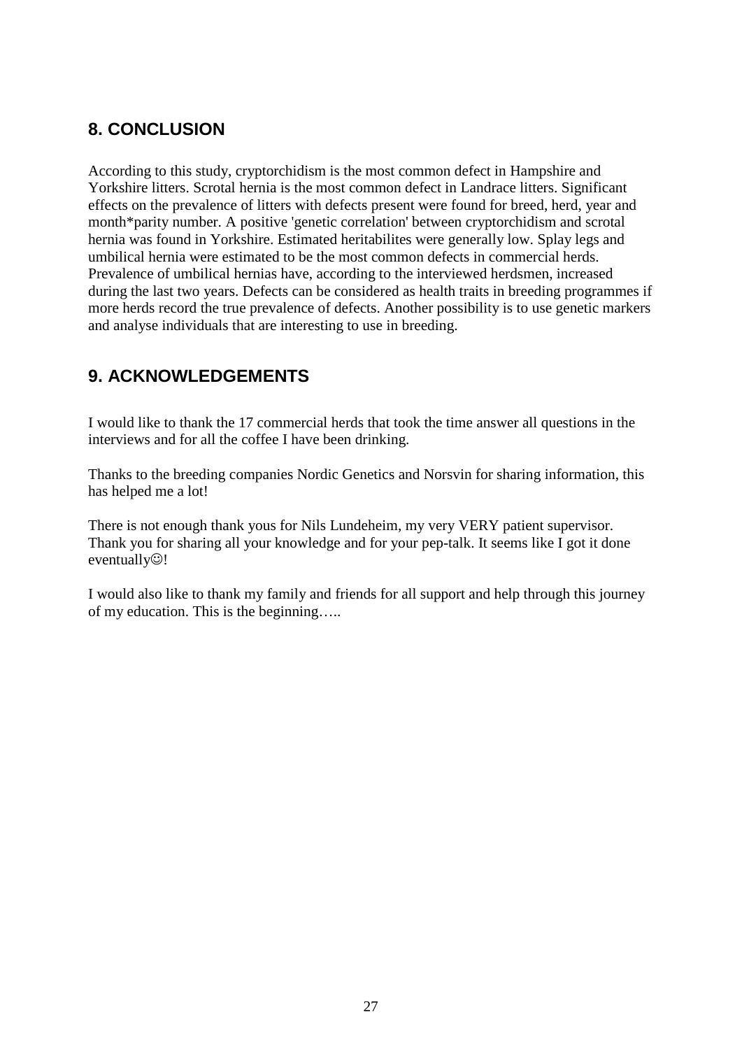## 8. CONCLUSION

According to this study, cryptorchidism is the most common defect in Hampshire and Yorkshire litters. Scrotal hernia is the most common defect in Landrace litters. Significant effects on the prevalence of litters with defects present were found for breed, herd, year and month*parity number. A positive 'genetic correlation' between cryptorchidism and scrotal hernia was found in Yorkshire. Estimated heritabilites were generally low. Splay legs and umbilical hernia were estimated to be the most common defects in commercial herds. Prevalence of umbilical hernias have, according to the interviewed herdsmen, increased during the last two years. Defects can be considered as health traits in breeding programmes if more herds record the true prevalence of defects. Another possibility is to use genetic markers and analyse individuals that are interesting to use in breeding.

## 9. ACKNOWLEDGEMENTS

I would like to thank the 17 commercial herds that took the time answer all questions in the interviews and for all the coffee I have been drinking.

Thanks to the breeding companies Nordic Genetics and Norsvin for sharing information, this has helped me a lot!

There is not enough thank yous for Nils Lundeheim, my very VERY patient supervisor. Thank you for sharing all your knowledge and for your pep-talk. It seems like I got it done eventually☺!

I would also like to thank my family and friends for all support and help through this journey of my education. This is the beginning…..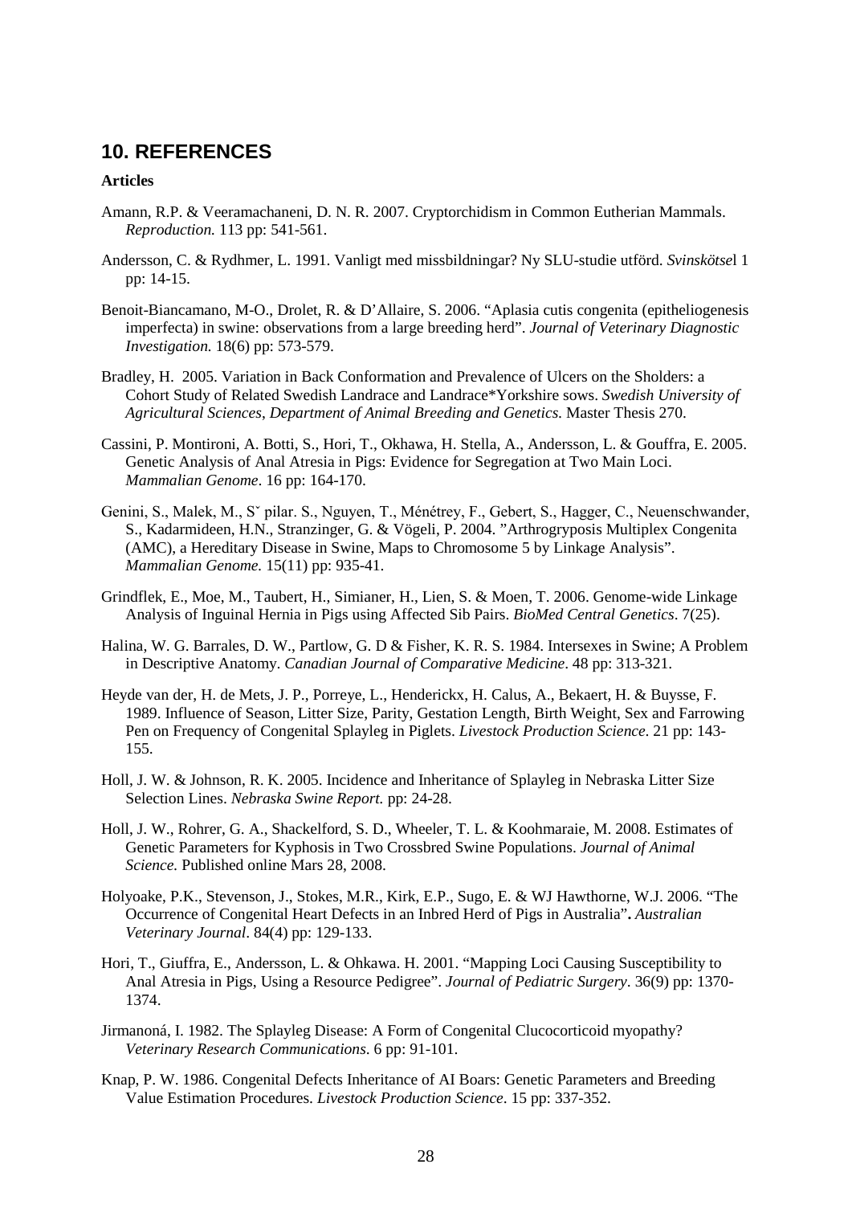## 10. REFERENCES

**Articles**

Amann, R.P. & Veeramachaneni, D. N. R. 2007. Cryptorchidism in Common Eutherian Mammals. *Reproduction.* 113 pp: 541-561.

Andersson, C. & Rydhmer, L. 1991. Vanligt med missbildningar? Ny SLU-studie utförd. *Svinskötse*l 1 pp: 14-15.

Benoit-Biancamano, M-O., Drolet, R. & D'Allaire, S. 2006. "Aplasia cutis congenita (epitheliogenesis imperfecta) in swine: observations from a large breeding herd". *Journal of Veterinary Diagnostic Investigation.* 18(6) pp: 573-579.

Bradley, H. 2005. Variation in Back Conformation and Prevalence of Ulcers on the Sholders: a Cohort Study of Related Swedish Landrace and Landrace*Yorkshire sows. *Swedish University of Agricultural Sciences, Department of Animal Breeding and Genetics.* Master Thesis 270.

Cassini, P. Montironi, A. Botti, S., Hori, T., Okhawa, H. Stella, A., Andersson, L. & Gouffra, E. 2005. Genetic Analysis of Anal Atresia in Pigs: Evidence for Segregation at Two Main Loci. *Mammalian Genome*. 16 pp: 164-170.

Genini, S., Malek, M., Sˇ pilar. S., Nguyen, T., Ménétrey, F., Gebert, S., Hagger, C., Neuenschwander, S., Kadarmideen, H.N., Stranzinger, G. & Vögeli, P. 2004. "Arthrogryposis Multiplex Congenita (AMC), a Hereditary Disease in Swine, Maps to Chromosome 5 by Linkage Analysis". *Mammalian Genome.* 15(11) pp: 935-41.

Grindflek, E., Moe, M., Taubert, H., Simianer, H., Lien, S. & Moen, T. 2006. Genome-wide Linkage Analysis of Inguinal Hernia in Pigs using Affected Sib Pairs. *BioMed Central Genetics*. 7(25).

Halina, W. G. Barrales, D. W., Partlow, G. D & Fisher, K. R. S. 1984. Intersexes in Swine; A Problem in Descriptive Anatomy. *Canadian Journal of Comparative Medicine*. 48 pp: 313-321.

Heyde van der, H. de Mets, J. P., Porreye, L., Henderickx, H. Calus, A., Bekaert, H. & Buysse, F. 1989. Influence of Season, Litter Size, Parity, Gestation Length, Birth Weight, Sex and Farrowing Pen on Frequency of Congenital Splayleg in Piglets. *Livestock Production Science*. 21 pp: 143-155.

Holl, J. W. & Johnson, R. K. 2005. Incidence and Inheritance of Splayleg in Nebraska Litter Size Selection Lines. *Nebraska Swine Report.* pp: 24-28.

Holl, J. W., Rohrer, G. A., Shackelford, S. D., Wheeler, T. L. & Koohmaraie, M. 2008. Estimates of Genetic Parameters for Kyphosis in Two Crossbred Swine Populations. *Journal of Animal Science.* Published online Mars 28, 2008.

Holyoake, P.K., Stevenson, J., Stokes, M.R., Kirk, E.P., Sugo, E. & WJ Hawthorne, W.J. 2006. "The Occurrence of Congenital Heart Defects in an Inbred Herd of Pigs in Australia"**.** *Australian Veterinary Journal*. 84(4) pp: 129-133.

Hori, T., Giuffra, E., Andersson, L. & Ohkawa. H. 2001. "Mapping Loci Causing Susceptibility to Anal Atresia in Pigs, Using a Resource Pedigree". *Journal of Pediatric Surgery*. 36(9) pp: 1370-1374.

Jirmanoná, I. 1982. The Splayleg Disease: A Form of Congenital Clucocorticoid myopathy? *Veterinary Research Communications*. 6 pp: 91-101.

Knap, P. W. 1986. Congenital Defects Inheritance of AI Boars: Genetic Parameters and Breeding Value Estimation Procedures. *Livestock Production Science*. 15 pp: 337-352.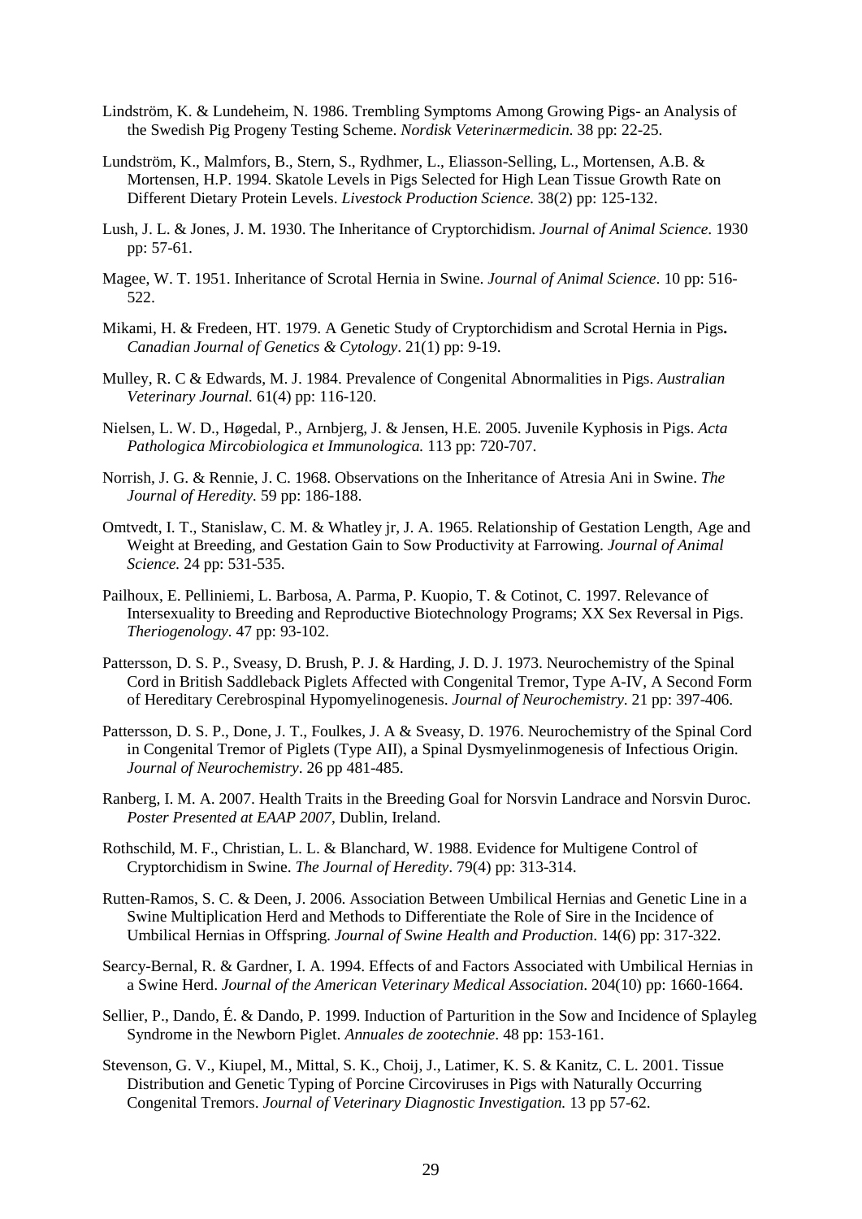Lindström, K. & Lundeheim, N. 1986. Trembling Symptoms Among Growing Pigs- an Analysis of the Swedish Pig Progeny Testing Scheme. *Nordisk Veterinærmedicin*. 38 pp: 22-25.

Lundström, K., Malmfors, B., Stern, S., Rydhmer, L., Eliasson-Selling, L., Mortensen, A.B. & Mortensen, H.P. 1994. Skatole Levels in Pigs Selected for High Lean Tissue Growth Rate on Different Dietary Protein Levels. *Livestock Production Science*. 38(2) pp: 125-132.

Lush, J. L. & Jones, J. M. 1930. The Inheritance of Cryptorchidism. *Journal of Animal Science*. 1930 pp: 57-61.

Magee, W. T. 1951. Inheritance of Scrotal Hernia in Swine. *Journal of Animal Science*. 10 pp: 516-522.

Mikami, H. & Fredeen, HT. 1979. A Genetic Study of Cryptorchidism and Scrotal Hernia in Pigs**.** *Canadian Journal of Genetics & Cytology*. 21(1) pp: 9-19.

Mulley, R. C & Edwards, M. J. 1984. Prevalence of Congenital Abnormalities in Pigs. *Australian Veterinary Journal.* 61(4) pp: 116-120.

Nielsen, L. W. D., Høgedal, P., Arnbjerg, J. & Jensen, H.E. 2005. Juvenile Kyphosis in Pigs. *Acta Pathologica Mircobiologica et Immunologica.* 113 pp: 720-707.

Norrish, J. G. & Rennie, J. C. 1968. Observations on the Inheritance of Atresia Ani in Swine. *The Journal of Heredity.* 59 pp: 186-188.

Omtvedt, I. T., Stanislaw, C. M. & Whatley jr, J. A. 1965. Relationship of Gestation Length, Age and Weight at Breeding, and Gestation Gain to Sow Productivity at Farrowing. *Journal of Animal Science.* 24 pp: 531-535.

Pailhoux, E. Pelliniemi, L. Barbosa, A. Parma, P. Kuopio, T. & Cotinot, C. 1997. Relevance of Intersexuality to Breeding and Reproductive Biotechnology Programs; XX Sex Reversal in Pigs. *Theriogenology*. 47 pp: 93-102.

Pattersson, D. S. P., Sveasy, D. Brush, P. J. & Harding, J. D. J. 1973. Neurochemistry of the Spinal Cord in British Saddleback Piglets Affected with Congenital Tremor, Type A-IV, A Second Form of Hereditary Cerebrospinal Hypomyelinogenesis. *Journal of Neurochemistry*. 21 pp: 397-406.

Pattersson, D. S. P., Done, J. T., Foulkes, J. A & Sveasy, D. 1976. Neurochemistry of the Spinal Cord in Congenital Tremor of Piglets (Type AII), a Spinal Dysmyelinmogenesis of Infectious Origin. *Journal of Neurochemistry*. 26 pp 481-485.

Ranberg, I. M. A. 2007. Health Traits in the Breeding Goal for Norsvin Landrace and Norsvin Duroc. *Poster Presented at EAAP 2007*, Dublin, Ireland.

Rothschild, M. F., Christian, L. L. & Blanchard, W. 1988. Evidence for Multigene Control of Cryptorchidism in Swine. *The Journal of Heredity*. 79(4) pp: 313-314.

Rutten-Ramos, S. C. & Deen, J. 2006. Association Between Umbilical Hernias and Genetic Line in a Swine Multiplication Herd and Methods to Differentiate the Role of Sire in the Incidence of Umbilical Hernias in Offspring. *Journal of Swine Health and Production*. 14(6) pp: 317-322.

Searcy-Bernal, R. & Gardner, I. A. 1994. Effects of and Factors Associated with Umbilical Hernias in a Swine Herd. *Journal of the American Veterinary Medical Association*. 204(10) pp: 1660-1664.

Sellier, P., Dando, É. & Dando, P. 1999. Induction of Parturition in the Sow and Incidence of Splayleg Syndrome in the Newborn Piglet. *Annuales de zootechnie*. 48 pp: 153-161.

Stevenson, G. V., Kiupel, M., Mittal, S. K., Choij, J., Latimer, K. S. & Kanitz, C. L. 2001. Tissue Distribution and Genetic Typing of Porcine Circoviruses in Pigs with Naturally Occurring Congenital Tremors. *Journal of Veterinary Diagnostic Investigation.* 13 pp 57-62.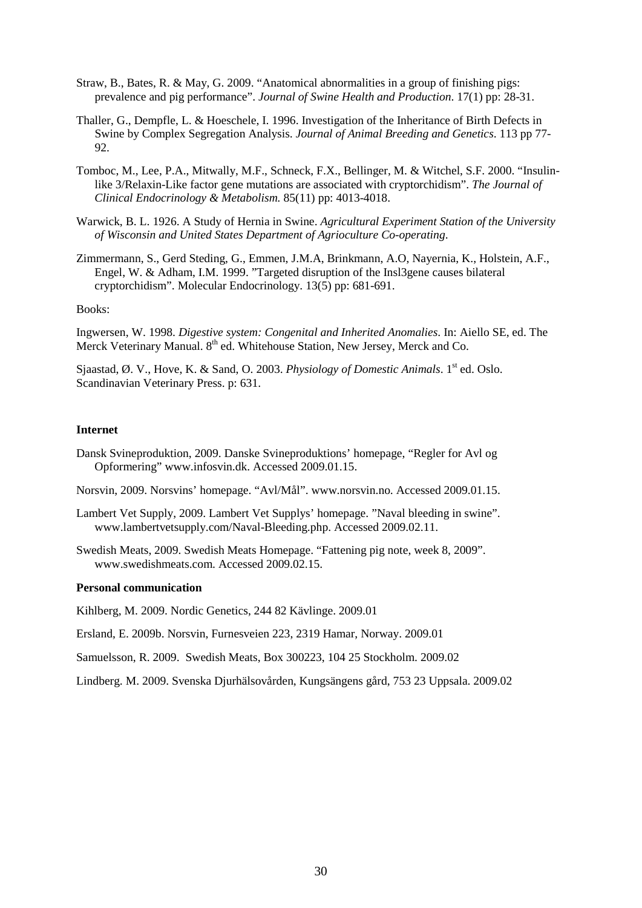Straw, B., Bates, R. & May, G. 2009. “Anatomical abnormalities in a group of finishing pigs: prevalence and pig performance”. *Journal of Swine Health and Production*. 17(1) pp: 28-31.

Thaller, G., Dempfle, L. & Hoeschele, I. 1996. Investigation of the Inheritance of Birth Defects in Swine by Complex Segregation Analysis. *Journal of Animal Breeding and Genetics*. 113 pp 77-92.

Tomboc, M., Lee, P.A., Mitwally, M.F., Schneck, F.X., Bellinger, M. & Witchel, S.F. 2000. “Insulin-like 3/Relaxin-Like factor gene mutations are associated with cryptorchidism”. *The Journal of Clinical Endocrinology & Metabolism.* 85(11) pp: 4013-4018.

Warwick, B. L. 1926. A Study of Hernia in Swine. *Agricultural Experiment Station of the University of Wisconsin and United States Department of Agrioculture Co-operating*.

Zimmermann, S., Gerd Steding, G., Emmen, J.M.A, Brinkmann, A.O, Nayernia, K., Holstein, A.F., Engel, W. & Adham, I.M. 1999. ”Targeted disruption of the Insl3gene causes bilateral cryptorchidism”. Molecular Endocrinology. 13(5) pp: 681-691.

Books:

Ingwersen, W. 1998. *Digestive system: Congenital and Inherited Anomalies*. In: Aiello SE, ed. The Merck Veterinary Manual. 8th ed. Whitehouse Station, New Jersey, Merck and Co.

Sjaastad, Ø. V., Hove, K. & Sand, O. 2003. *Physiology of Domestic Animals*. 1st ed. Oslo. Scandinavian Veterinary Press. p: 631.

**Internet**

Dansk Svineproduktion, 2009. Danske Svineproduktions’ homepage, “Regler for Avl og Opformering” www.infosvin.dk. Accessed 2009.01.15.

Norsvin, 2009. Norsvins’ homepage. “Avl/Mål”. www.norsvin.no. Accessed 2009.01.15.

Lambert Vet Supply, 2009. Lambert Vet Supplys’ homepage. ”Naval bleeding in swine”. www.lambertvetsupply.com/Naval-Bleeding.php. Accessed 2009.02.11.

Swedish Meats, 2009. Swedish Meats Homepage. “Fattening pig note, week 8, 2009”. www.swedishmeats.com. Accessed 2009.02.15.

**Personal communication**

Kihlberg, M. 2009. Nordic Genetics, 244 82 Kävlinge. 2009.01

Ersland, E. 2009b. Norsvin, Furnesveien 223, 2319 Hamar, Norway. 2009.01

Samuelsson, R. 2009. Swedish Meats, Box 300223, 104 25 Stockholm. 2009.02

Lindberg. M. 2009. Svenska Djurhälsovården, Kungsängens gård, 753 23 Uppsala. 2009.02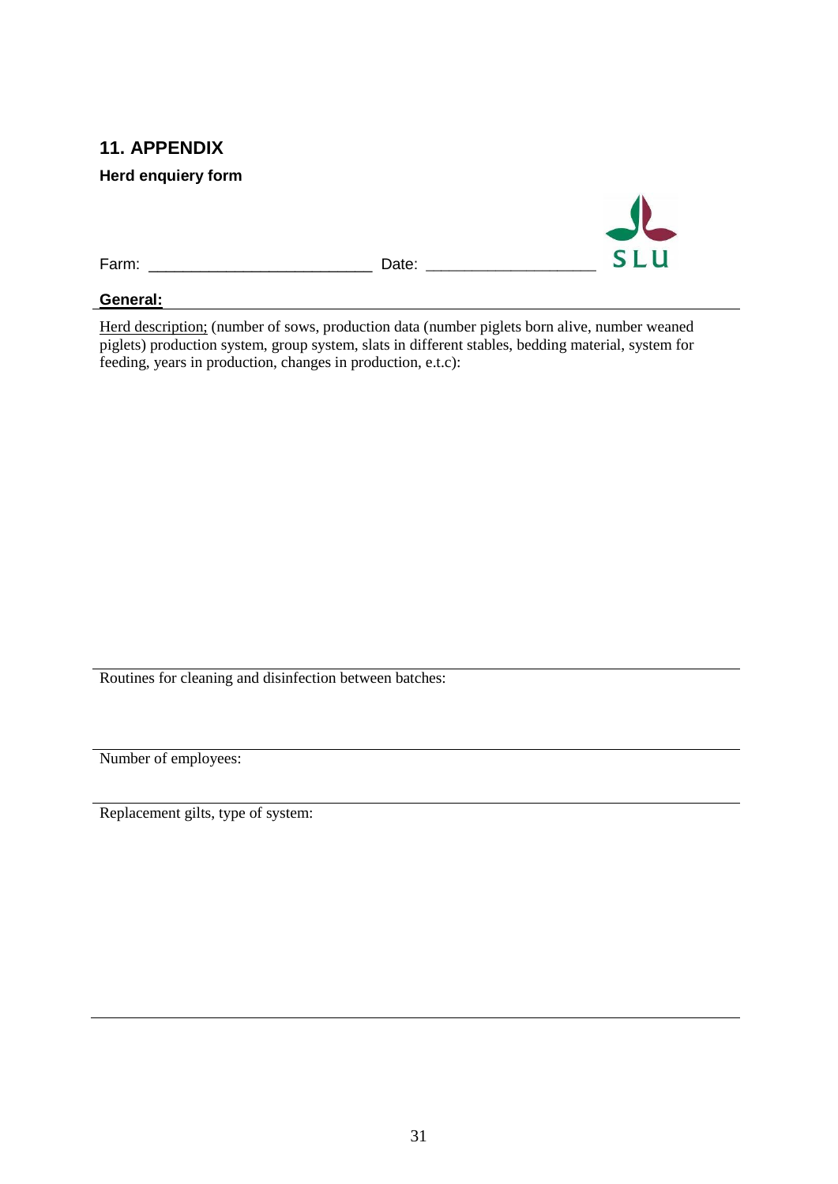## 11. APPENDIX

### Herd enquiery form

Farm: _________________________ Date: ___________________ SLU

**General:**

Herd description; (number of sows, production data (number piglets born alive, number weaned piglets) production system, group system, slats in different stables, bedding material, system for feeding, years in production, changes in production, e.t.c):

Routines for cleaning and disinfection between batches:

Number of employees:

Replacement gilts, type of system: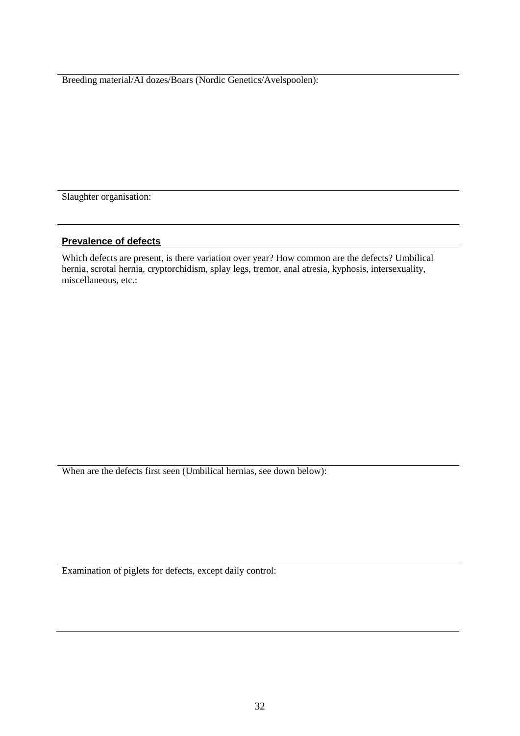Breeding material/AI dozes/Boars (Nordic Genetics/Avelspoolen):

Slaughter organisation:

## **Prevalence of defects**

Which defects are present, is there variation over year? How common are the defects? Umbilical hernia, scrotal hernia, cryptorchidism, splay legs, tremor, anal atresia, kyphosis, intersexuality, miscellaneous, etc.:

When are the defects first seen (Umbilical hernias, see down below):

Examination of piglets for defects, except daily control: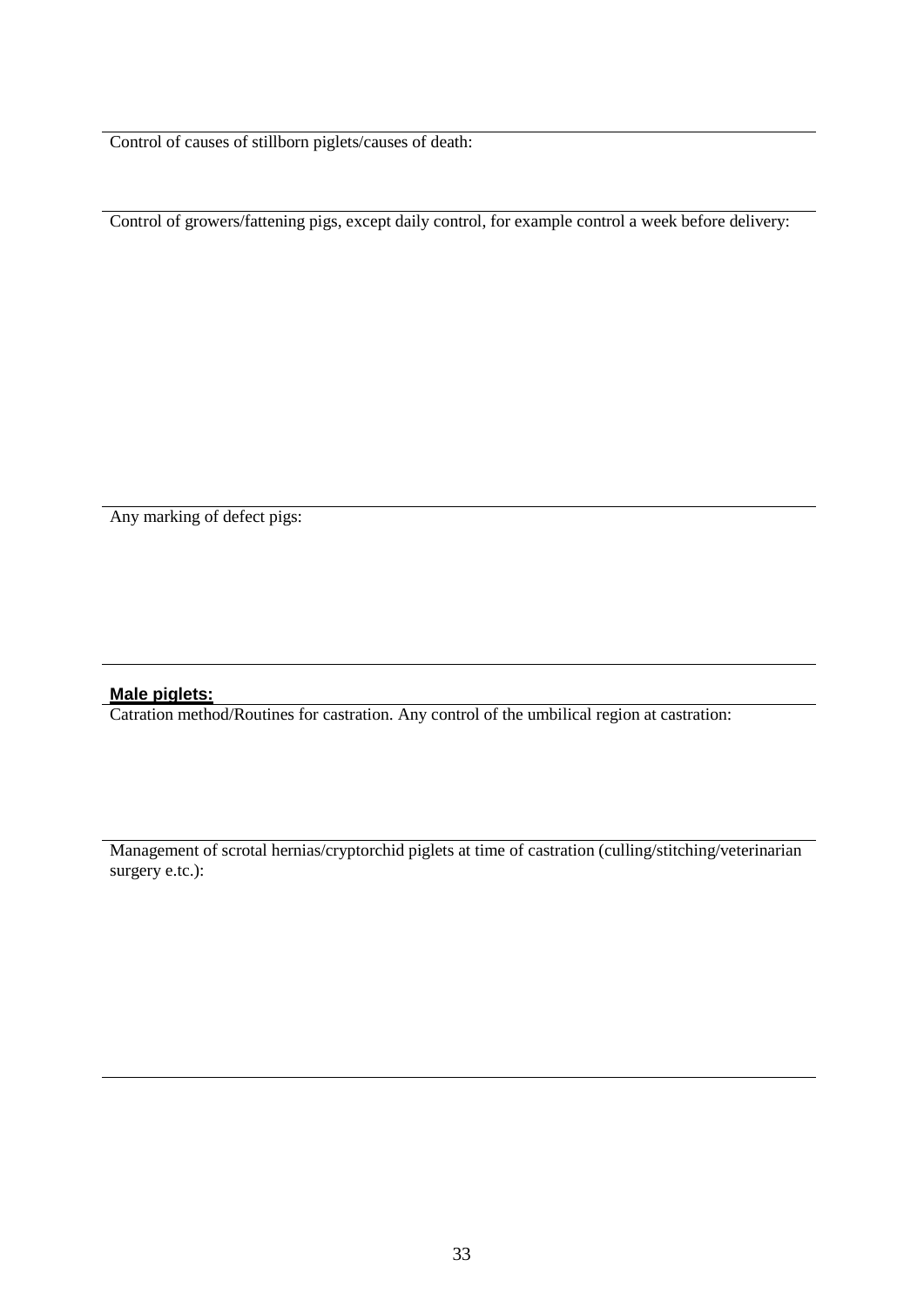Control of causes of stillborn piglets/causes of death:

Control of growers/fattening pigs, except daily control, for example control a week before delivery:

Any marking of defect pigs:

**Male piglets:**

Catration method/Routines for castration. Any control of the umbilical region at castration:

Management of scrotal hernias/cryptorchid piglets at time of castration (culling/stitching/veterinarian surgery e.tc.):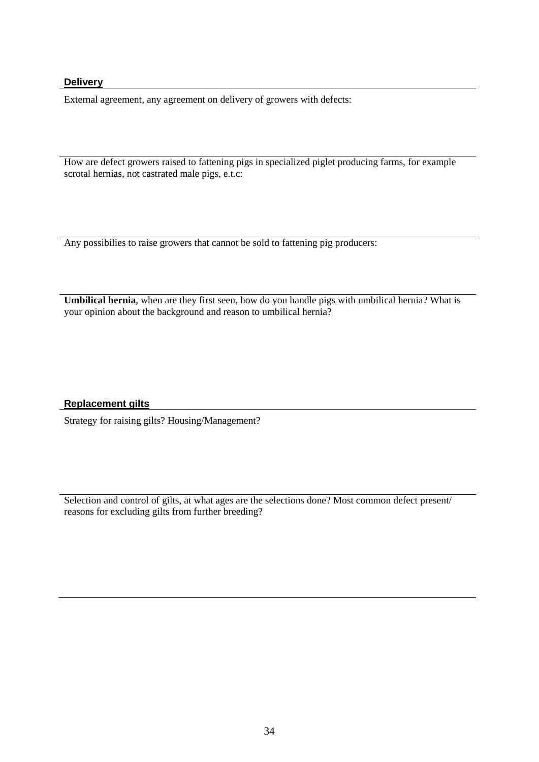## Delivery

External agreement, any agreement on delivery of growers with defects:

How are defect growers raised to fattening pigs in specialized piglet producing farms, for example scrotal hernias, not castrated male pigs, e.t.c:

Any possibilies to raise growers that cannot be sold to fattening pig producers:

**Umbilical hernia**, when are they first seen, how do you handle pigs with umbilical hernia? What is your opinion about the background and reason to umbilical hernia?

## Replacement gilts

Strategy for raising gilts? Housing/Management?

Selection and control of gilts, at what ages are the selections done? Most common defect present/ reasons for excluding gilts from further breeding?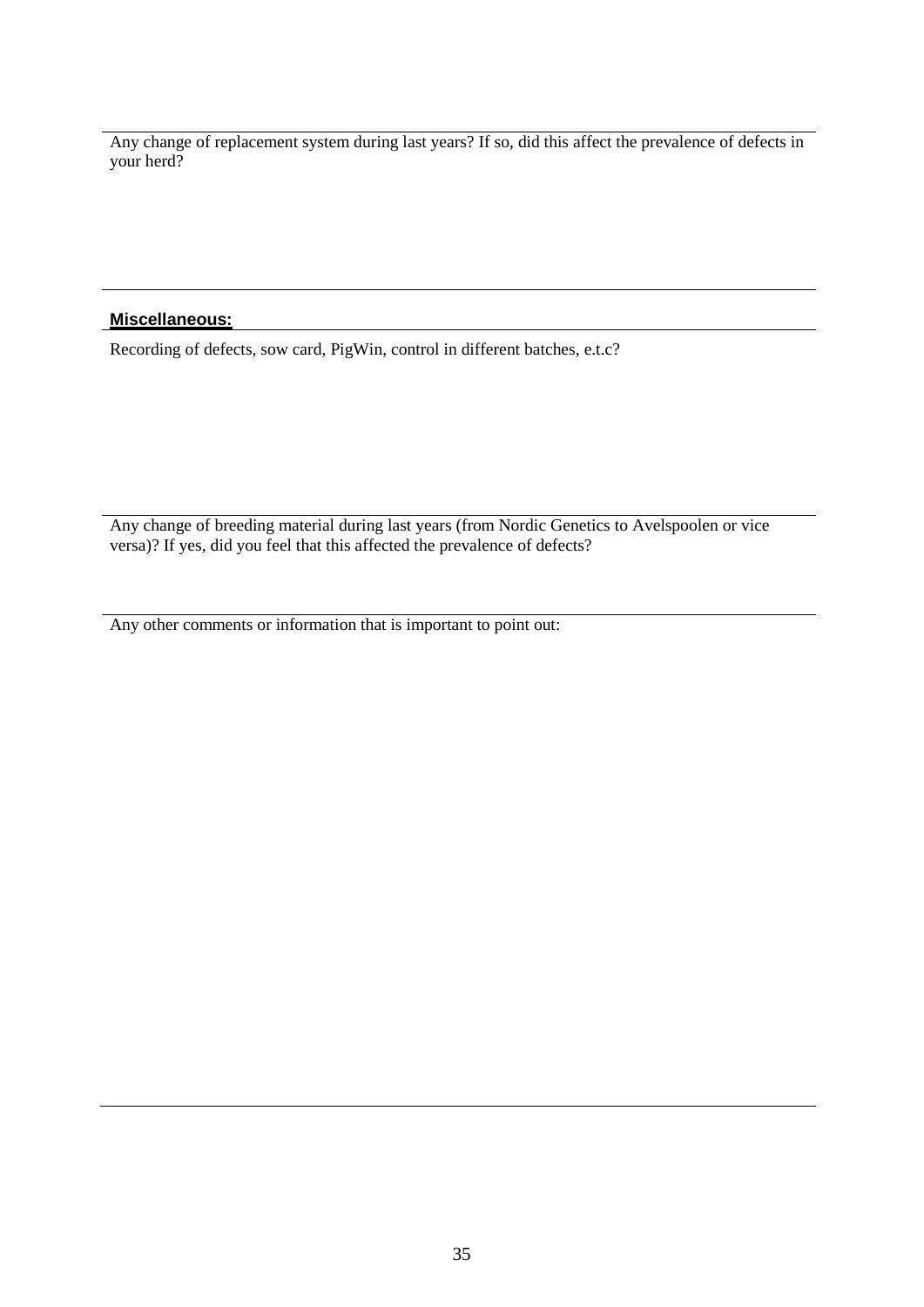Any change of replacement system during last years? If so, did this affect the prevalence of defects in your herd?

**Miscellaneous:**

Recording of defects, sow card, PigWin, control in different batches, e.t.c?

Any change of breeding material during last years (from Nordic Genetics to Avelspoolen or vice versa)? If yes, did you feel that this affected the prevalence of defects?

Any other comments or information that is important to point out: